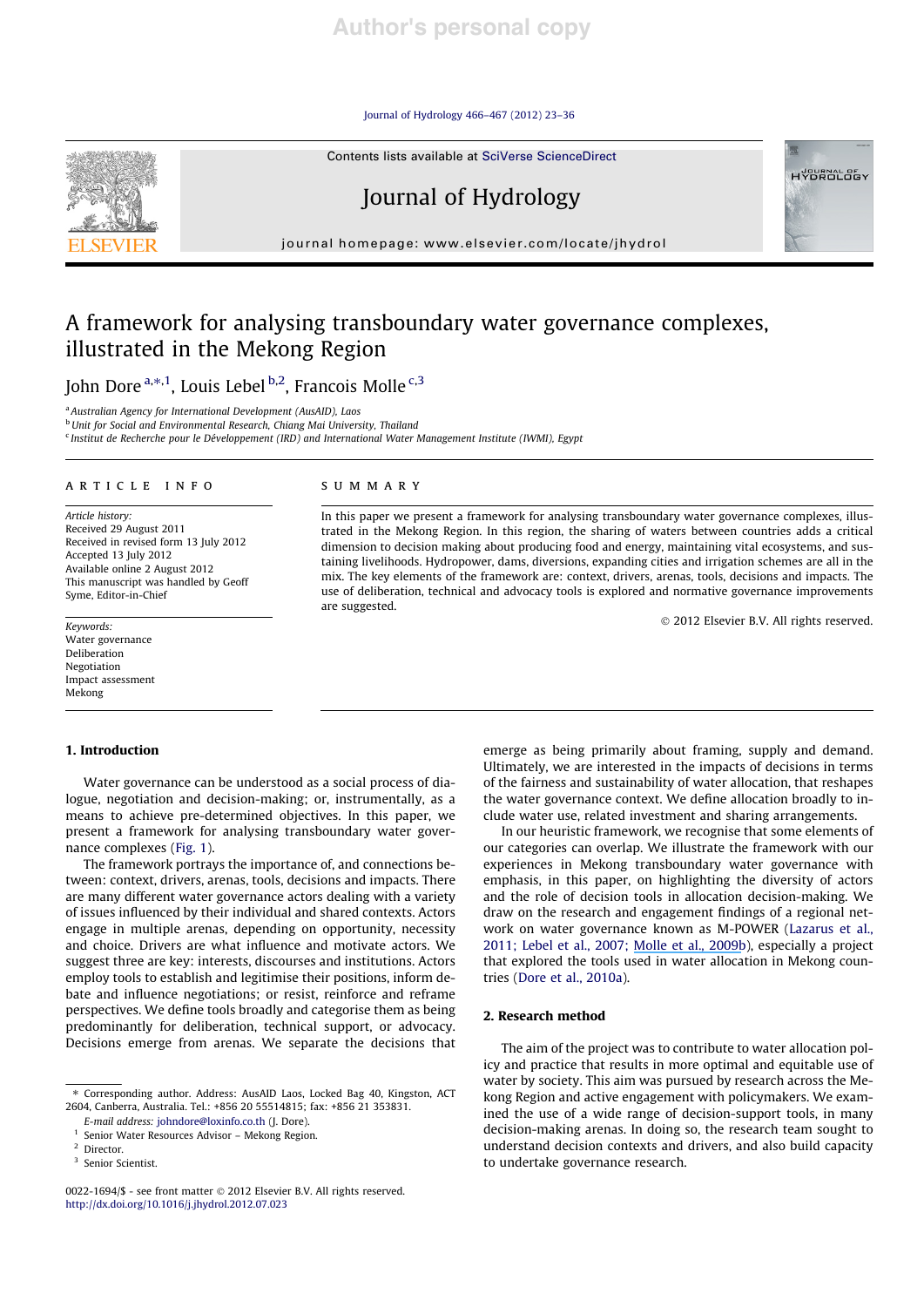# A framework for analysing transboundary water governance complexes, illustrated in the Mekong Region

John Dore [a,*,1], Louis Lebel [b,2], Francois Molle [c,3]

[a] Australian Agency for International Development (AusAID), Laos

[b] Unit for Social and Environmental Research, Chiang Mai University, Thailand

[c] Institut de Recherche pour le Développement (IRD) and International Water Management Institute (IWMI), Egypt

## ARTICLE INFO

*Article history:*
Received 29 August 2011
Received in revised form 13 July 2012
Accepted 13 July 2012
Available online 2 August 2012
This manuscript was handled by Geoff Syme, Editor-in-Chief

*Keywords:*
Water governance
Deliberation
Negotiation
Impact assessment
Mekong

## SUMMARY

In this paper we present a framework for analysing transboundary water governance complexes, illustrated in the Mekong Region. In this region, the sharing of waters between countries adds a critical dimension to decision making about producing food and energy, maintaining vital ecosystems, and sustaining livelihoods. Hydropower, dams, diversions, expanding cities and irrigation schemes are all in the mix. The key elements of the framework are: context, drivers, arenas, tools, decisions and impacts. The use of deliberation, technical and advocacy tools is explored and normative governance improvements are suggested.

© 2012 Elsevier B.V. All rights reserved.

## 1. Introduction

Water governance can be understood as a social process of dialogue, negotiation and decision-making; or, instrumentally, as a means to achieve pre-determined objectives. In this paper, we present a framework for analysing transboundary water governance complexes (Fig. 1).

The framework portrays the importance of, and connections between: context, drivers, arenas, tools, decisions and impacts. There are many different water governance actors dealing with a variety of issues influenced by their individual and shared contexts. Actors engage in multiple arenas, depending on opportunity, necessity and choice. Drivers are what influence and motivate actors. We suggest three are key: interests, discourses and institutions. Actors employ tools to establish and legitimise their positions, inform debate and influence negotiations; or resist, reinforce and reframe perspectives. We define tools broadly and categorise them as being predominantly for deliberation, technical support, or advocacy. Decisions emerge from arenas. We separate the decisions that emerge as being primarily about framing, supply and demand. Ultimately, we are interested in the impacts of decisions in terms of the fairness and sustainability of water allocation, that reshapes the water governance context. We define allocation broadly to include water use, related investment and sharing arrangements.

In our heuristic framework, we recognise that some elements of our categories can overlap. We illustrate the framework with our experiences in Mekong transboundary water governance with emphasis, in this paper, on highlighting the diversity of actors and the role of decision tools in allocation decision-making. We draw on the research and engagement findings of a regional network on water governance known as M-POWER (Lazarus et al., 2011; Lebel et al., 2007; Molle et al., 2009b), especially a project that explored the tools used in water allocation in Mekong countries (Dore et al., 2010a).

## 2. Research method

The aim of the project was to contribute to water allocation policy and practice that results in more optimal and equitable use of water by society. This aim was pursued by research across the Mekong Region and active engagement with policymakers. We examined the use of a wide range of decision-support tools, in many decision-making arenas. In doing so, the research team sought to understand decision contexts and drivers, and also build capacity to undertake governance research.

---

* Corresponding author. Address: AusAID Laos, Locked Bag 40, Kingston, ACT 2604, Canberra, Australia. Tel.: +856 20 55514815; fax: +856 21 353831.
*E-mail address:* johndore@loxinfo.co.th (J. Dore).

1 Senior Water Resources Advisor – Mekong Region.

2 Director.

3 Senior Scientist.

0022-1694/$ - see front matter © 2012 Elsevier B.V. All rights reserved.
http://dx.doi.org/10.1016/j.jhydrol.2012.07.023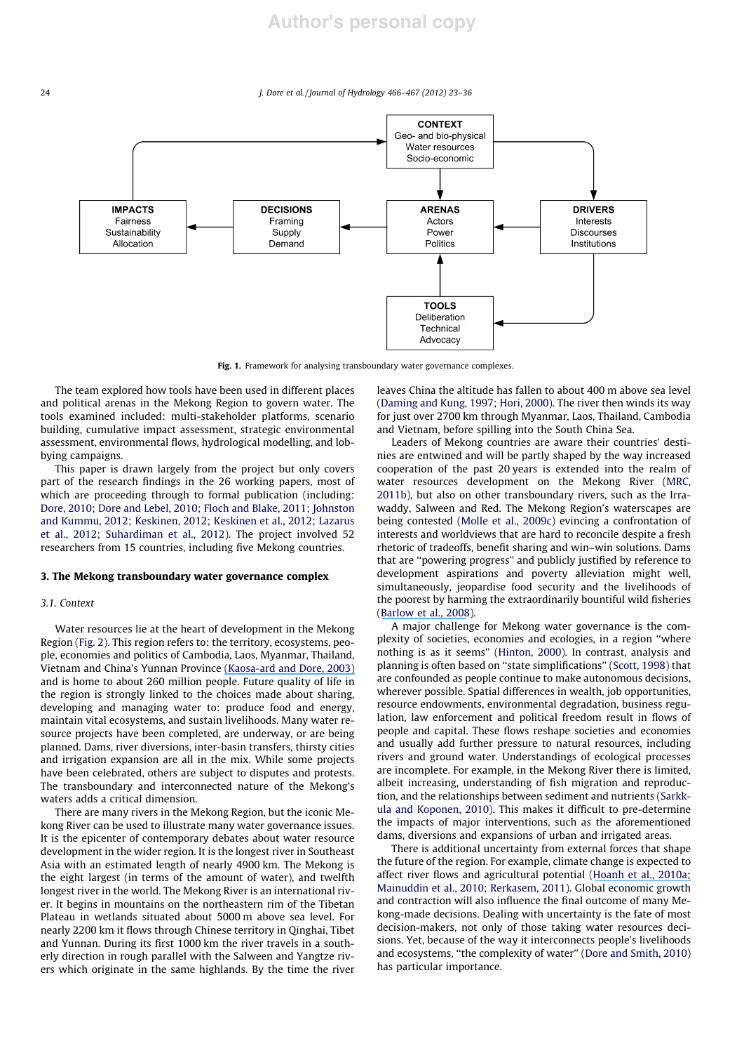CONTEXT
Geo- and bio-physical
Water resources
Socio-economic

IMPACTS
Fairness
Sustainability
Allocation

DECISIONS
Framing
Supply
Demand

ARENAS
Actors
Power
Politics

DRIVERS
Interests
Discourses
Institutions

TOOLS
Deliberation
Technical
Advocacy

**Fig. 1.** Framework for analysing transboundary water governance complexes.

The team explored how tools have been used in different places and political arenas in the Mekong Region to govern water. The tools examined included: multi-stakeholder platforms, scenario building, cumulative impact assessment, strategic environmental assessment, environmental flows, hydrological modelling, and lobbying campaigns.

This paper is drawn largely from the project but only covers part of the research findings in the 26 working papers, most of which are proceeding through to formal publication (including: Dore, 2010; Dore and Lebel, 2010; Floch and Blake, 2011; Johnston and Kummu, 2012; Keskinen, 2012; Keskinen et al., 2012; Lazarus et al., 2012; Suhardiman et al., 2012). The project involved 52 researchers from 15 countries, including five Mekong countries.

## 3. The Mekong transboundary water governance complex

### 3.1. Context

Water resources lie at the heart of development in the Mekong Region (Fig. 2). This region refers to: the territory, ecosystems, people, economies and politics of Cambodia, Laos, Myanmar, Thailand, Vietnam and China's Yunnan Province (Kaosa-ard and Dore, 2003) and is home to about 260 million people. Future quality of life in the region is strongly linked to the choices made about sharing, developing and managing water to: produce food and energy, maintain vital ecosystems, and sustain livelihoods. Many water resource projects have been completed, are underway, or are being planned. Dams, river diversions, inter-basin transfers, thirsty cities and irrigation expansion are all in the mix. While some projects have been celebrated, others are subject to disputes and protests. The transboundary and interconnected nature of the Mekong's waters adds a critical dimension.

There are many rivers in the Mekong Region, but the iconic Mekong River can be used to illustrate many water governance issues. It is the epicenter of contemporary debates about water resource development in the wider region. It is the longest river in Southeast Asia with an estimated length of nearly 4900 km. The Mekong is the eight largest (in terms of the amount of water), and twelfth longest river in the world. The Mekong River is an international river. It begins in mountains on the northeastern rim of the Tibetan Plateau in wetlands situated about 5000 m above sea level. For nearly 2200 km it flows through Chinese territory in Qinghai, Tibet and Yunnan. During its first 1000 km the river travels in a southerly direction in rough parallel with the Salween and Yangtze rivers which originate in the same highlands. By the time the river leaves China the altitude has fallen to about 400 m above sea level (Daming and Kung, 1997; Hori, 2000). The river then winds its way for just over 2700 km through Myanmar, Laos, Thailand, Cambodia and Vietnam, before spilling into the South China Sea.

Leaders of Mekong countries are aware their countries' destinies are entwined and will be partly shaped by the way increased cooperation of the past 20 years is extended into the realm of water resources development on the Mekong River (MRC, 2011b), but also on other transboundary rivers, such as the Irrawaddy, Salween and Red. The Mekong Region's waterscapes are being contested (Molle et al., 2009c) evincing a confrontation of interests and worldviews that are hard to reconcile despite a fresh rhetoric of tradeoffs, benefit sharing and win–win solutions. Dams that are "powering progress" and publicly justified by reference to development aspirations and poverty alleviation might well, simultaneously, jeopardise food security and the livelihoods of the poorest by harming the extraordinarily bountiful wild fisheries (Barlow et al., 2008).

A major challenge for Mekong water governance is the complexity of societies, economies and ecologies, in a region "where nothing is as it seems" (Hinton, 2000). In contrast, analysis and planning is often based on "state simplifications" (Scott, 1998) that are confounded as people continue to make autonomous decisions, wherever possible. Spatial differences in wealth, job opportunities, resource endowments, environmental degradation, business regulation, law enforcement and political freedom result in flows of people and capital. These flows reshape societies and economies and usually add further pressure to natural resources, including rivers and ground water. Understandings of ecological processes are incomplete. For example, in the Mekong River there is limited, albeit increasing, understanding of fish migration and reproduction, and the relationships between sediment and nutrients (Sarkkula and Koponen, 2010). This makes it difficult to pre-determine the impacts of major interventions, such as the aforementioned dams, diversions and expansions of urban and irrigated areas.

There is additional uncertainty from external forces that shape the future of the region. For example, climate change is expected to affect river flows and agricultural potential (Hoanh et al., 2010a; Mainuddin et al., 2010; Rerkasem, 2011). Global economic growth and contraction will also influence the final outcome of many Mekong-made decisions. Dealing with uncertainty is the fate of most decision-makers, not only of those taking water resources decisions. Yet, because of the way it interconnects people's livelihoods and ecosystems, "the complexity of water" (Dore and Smith, 2010) has particular importance.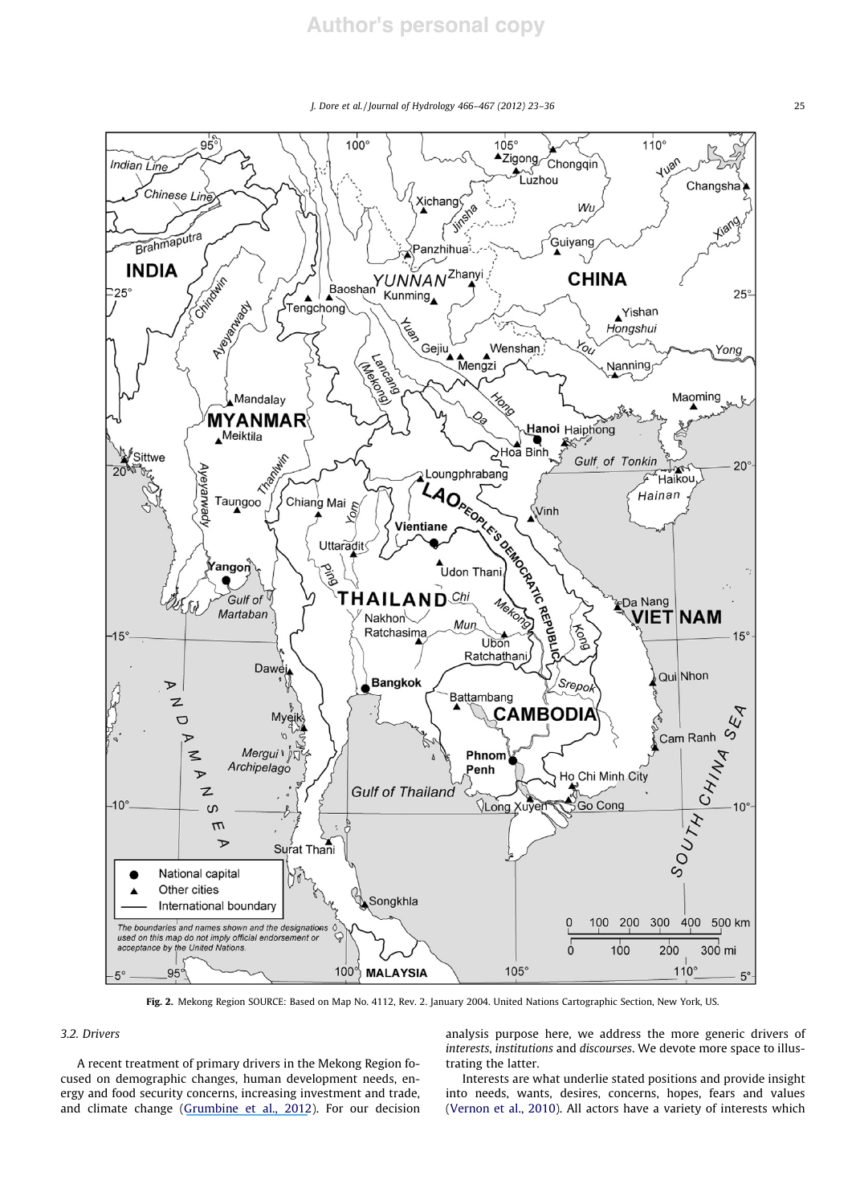Fig. 2. Mekong Region SOURCE: Based on Map No. 4112, Rev. 2. January 2004. United Nations Cartographic Section, New York, US.

### 3.2. Drivers

A recent treatment of primary drivers in the Mekong Region focused on demographic changes, human development needs, energy and food security concerns, increasing investment and trade, and climate change (Grumbine et al., 2012). For our decision analysis purpose here, we address the more generic drivers of *interests*, *institutions* and *discourses*. We devote more space to illustrating the latter.

Interests are what underlie stated positions and provide insight into needs, wants, desires, concerns, hopes, fears and values (Vernon et al., 2010). All actors have a variety of interests which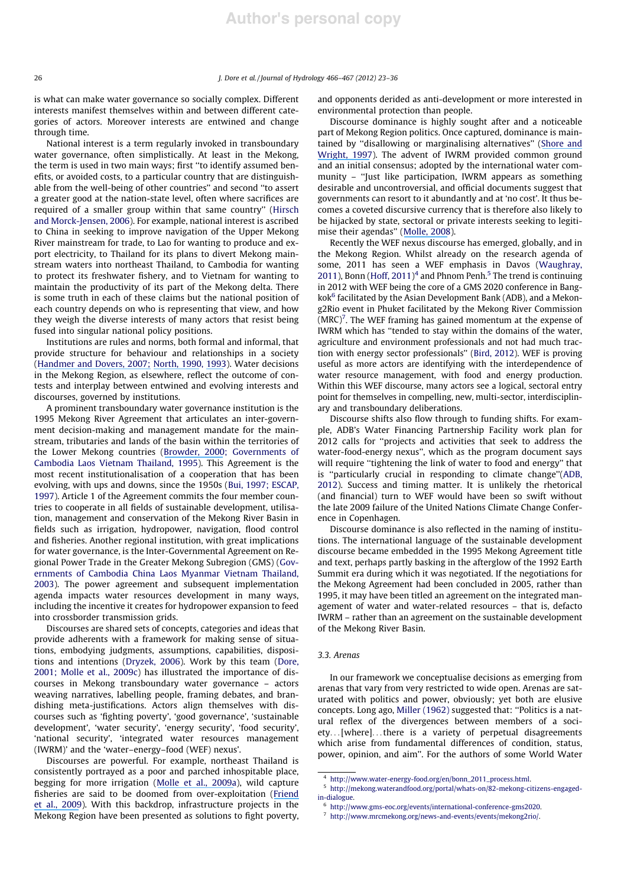is what can make water governance so socially complex. Different interests manifest themselves within and between different categories of actors. Moreover interests are entwined and change through time.

National interest is a term regularly invoked in transboundary water governance, often simplistically. At least in the Mekong, the term is used in two main ways; first "to identify assumed benefits, or avoided costs, to a particular country that are distinguishable from the well-being of other countries" and second "to assert a greater good at the nation-state level, often where sacrifices are required of a smaller group within that same country" (Hirsch and Morck-Jensen, 2006). For example, national interest is ascribed to China in seeking to improve navigation of the Upper Mekong River mainstream for trade, to Lao for wanting to produce and export electricity, to Thailand for its plans to divert Mekong mainstream waters into northeast Thailand, to Cambodia for wanting to protect its freshwater fishery, and to Vietnam for wanting to maintain the productivity of its part of the Mekong delta. There is some truth in each of these claims but the national position of each country depends on who is representing that view, and how they weigh the diverse interests of many actors that resist being fused into singular national policy positions.

Institutions are rules and norms, both formal and informal, that provide structure for behaviour and relationships in a society (Handmer and Dovers, 2007; North, 1990, 1993). Water decisions in the Mekong Region, as elsewhere, reflect the outcome of contests and interplay between entwined and evolving interests and discourses, governed by institutions.

A prominent transboundary water governance institution is the 1995 Mekong River Agreement that articulates an inter-government decision-making and management mandate for the mainstream, tributaries and lands of the basin within the territories of the Lower Mekong countries (Browder, 2000; Governments of Cambodia Laos Vietnam Thailand, 1995). This Agreement is the most recent institutionalisation of a cooperation that has been evolving, with ups and downs, since the 1950s (Bui, 1997; ESCAP, 1997). Article 1 of the Agreement commits the four member countries to cooperate in all fields of sustainable development, utilisation, management and conservation of the Mekong River Basin in fields such as irrigation, hydropower, navigation, flood control and fisheries. Another regional institution, with great implications for water governance, is the Inter-Governmental Agreement on Regional Power Trade in the Greater Mekong Subregion (GMS) (Governments of Cambodia China Laos Myanmar Vietnam Thailand, 2003). The power agreement and subsequent implementation agenda impacts water resources development in many ways, including the incentive it creates for hydropower expansion to feed into crossborder transmission grids.

Discourses are shared sets of concepts, categories and ideas that provide adherents with a framework for making sense of situations, embodying judgments, assumptions, capabilities, dispositions and intentions (Dryzek, 2006). Work by this team (Dore, 2001; Molle et al., 2009c) has illustrated the importance of discourses in Mekong transboundary water governance – actors weaving narratives, labelling people, framing debates, and brandishing meta-justifications. Actors align themselves with discourses such as 'fighting poverty', 'good governance', 'sustainable development', 'water security', 'energy security', 'food security', 'national security', 'integrated water resources management (IWRM)' and the 'water–energy–food (WEF) nexus'.

Discourses are powerful. For example, northeast Thailand is consistently portrayed as a poor and parched inhospitable place, begging for more irrigation (Molle et al., 2009a), wild capture fisheries are said to be doomed from over-exploitation (Friend et al., 2009). With this backdrop, infrastructure projects in the Mekong Region have been presented as solutions to fight poverty, and opponents derided as anti-development or more interested in environmental protection than people.

Discourse dominance is highly sought after and a noticeable part of Mekong Region politics. Once captured, dominance is maintained by "disallowing or marginalising alternatives" (Shore and Wright, 1997). The advent of IWRM provided common ground and an initial consensus; adopted by the international water community – "Just like participation, IWRM appears as something desirable and uncontroversial, and official documents suggest that governments can resort to it abundantly and at 'no cost'. It thus becomes a coveted discursive currency that is therefore also likely to be hijacked by state, sectoral or private interests seeking to legitimise their agendas" (Molle, 2008).

Recently the WEF nexus discourse has emerged, globally, and in the Mekong Region. Whilst already on the research agenda of some, 2011 has seen a WEF emphasis in Davos (Waughray, 2011), Bonn (Hoff, 2011)[4] and Phnom Penh.[5] The trend is continuing in 2012 with WEF being the core of a GMS 2020 conference in Bangkok[6] facilitated by the Asian Development Bank (ADB), and a Mekong2Rio event in Phuket facilitated by the Mekong River Commission (MRC)[7]. The WEF framing has gained momentum at the expense of IWRM which has "tended to stay within the domains of the water, agriculture and environment professionals and not had much traction with energy sector professionals" (Bird, 2012). WEF is proving useful as more actors are identifying with the interdependence of water resource management, with food and energy production. Within this WEF discourse, many actors see a logical, sectoral entry point for themselves in compelling, new, multi-sector, interdisciplinary and transboundary deliberations.

Discourse shifts also flow through to funding shifts. For example, ADB's Water Financing Partnership Facility work plan for 2012 calls for "projects and activities that seek to address the water-food-energy nexus", which as the program document says will require "tightening the link of water to food and energy" that is "particularly crucial in responding to climate change"(ADB, 2012). Success and timing matter. It is unlikely the rhetorical (and financial) turn to WEF would have been so swift without the late 2009 failure of the United Nations Climate Change Conference in Copenhagen.

Discourse dominance is also reflected in the naming of institutions. The international language of the sustainable development discourse became embedded in the 1995 Mekong Agreement title and text, perhaps partly basking in the afterglow of the 1992 Earth Summit era during which it was negotiated. If the negotiations for the Mekong Agreement had been concluded in 2005, rather than 1995, it may have been titled an agreement on the integrated management of water and water-related resources – that is, defacto IWRM – rather than an agreement on the sustainable development of the Mekong River Basin.

### 3.3. Arenas

In our framework we conceptualise decisions as emerging from arenas that vary from very restricted to wide open. Arenas are saturated with politics and power, obviously; yet both are elusive concepts. Long ago, Miller (1962) suggested that: "Politics is a natural reflex of the divergences between members of a society...[where]...there is a variety of perpetual disagreements which arise from fundamental differences of condition, status, power, opinion, and aim". For the authors of some World Water

---

[4] http://www.water-energy-food.org/en/bonn_2011_process.html.

[5] http://mekong.waterandfood.org/portal/whats-on/82-mekong-citizens-engaged-in-dialogue.

[6] http://www.gms-eoc.org/events/international-conference-gms2020.

[7] http://www.mrcmekong.org/news-and-events/events/mekong2rio/.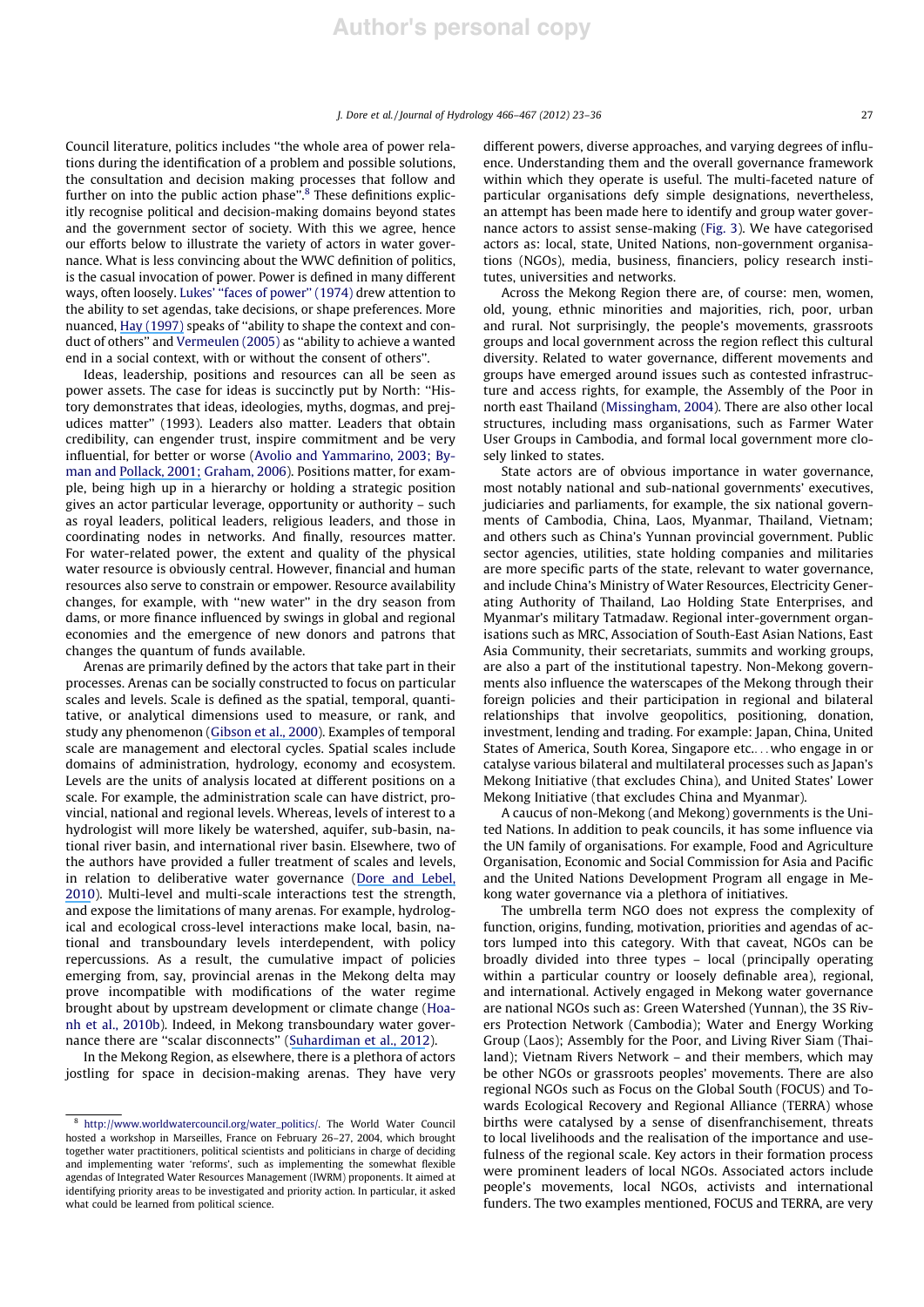Council literature, politics includes "the whole area of power relations during the identification of a problem and possible solutions, the consultation and decision making processes that follow and further on into the public action phase".[8] These definitions explicitly recognise political and decision-making domains beyond states and the government sector of society. With this we agree, hence our efforts below to illustrate the variety of actors in water governance. What is less convincing about the WWC definition of politics, is the casual invocation of power. Power is defined in many different ways, often loosely. Lukes' "faces of power" (1974) drew attention to the ability to set agendas, take decisions, or shape preferences. More nuanced, Hay (1997) speaks of "ability to shape the context and conduct of others" and Vermeulen (2005) as "ability to achieve a wanted end in a social context, with or without the consent of others".

Ideas, leadership, positions and resources can all be seen as power assets. The case for ideas is succinctly put by North: "History demonstrates that ideas, ideologies, myths, dogmas, and prejudices matter" (1993). Leaders also matter. Leaders that obtain credibility, can engender trust, inspire commitment and be very influential, for better or worse (Avolio and Yammarino, 2003; Byman and Pollack, 2001; Graham, 2006). Positions matter, for example, being high up in a hierarchy or holding a strategic position gives an actor particular leverage, opportunity or authority – such as royal leaders, political leaders, religious leaders, and those in coordinating nodes in networks. And finally, resources matter. For water-related power, the extent and quality of the physical water resource is obviously central. However, financial and human resources also serve to constrain or empower. Resource availability changes, for example, with "new water" in the dry season from dams, or more finance influenced by swings in global and regional economies and the emergence of new donors and patrons that changes the quantum of funds available.

Arenas are primarily defined by the actors that take part in their processes. Arenas can be socially constructed to focus on particular scales and levels. Scale is defined as the spatial, temporal, quantitative, or analytical dimensions used to measure, or rank, and study any phenomenon (Gibson et al., 2000). Examples of temporal scale are management and electoral cycles. Spatial scales include domains of administration, hydrology, economy and ecosystem. Levels are the units of analysis located at different positions on a scale. For example, the administration scale can have district, provincial, national and regional levels. Whereas, levels of interest to a hydrologist will more likely be watershed, aquifer, sub-basin, national river basin, and international river basin. Elsewhere, two of the authors have provided a fuller treatment of scales and levels, in relation to deliberative water governance (Dore and Lebel, 2010). Multi-level and multi-scale interactions test the strength, and expose the limitations of many arenas. For example, hydrological and ecological cross-level interactions make local, basin, national and transboundary levels interdependent, with policy repercussions. As a result, the cumulative impact of policies emerging from, say, provincial arenas in the Mekong delta may prove incompatible with modifications of the water regime brought about by upstream development or climate change (Hoanh et al., 2010b). Indeed, in Mekong transboundary water governance there are "scalar disconnects" (Suhardiman et al., 2012).

In the Mekong Region, as elsewhere, there is a plethora of actors jostling for space in decision-making arenas. They have very different powers, diverse approaches, and varying degrees of influence. Understanding them and the overall governance framework within which they operate is useful. The multi-faceted nature of particular organisations defy simple designations, nevertheless, an attempt has been made here to identify and group water governance actors to assist sense-making (Fig. 3). We have categorised actors as: local, state, United Nations, non-government organisations (NGOs), media, business, financiers, policy research institutes, universities and networks.

Across the Mekong Region there are, of course: men, women, old, young, ethnic minorities and majorities, rich, poor, urban and rural. Not surprisingly, the people's movements, grassroots groups and local government across the region reflect this cultural diversity. Related to water governance, different movements and groups have emerged around issues such as contested infrastructure and access rights, for example, the Assembly of the Poor in north east Thailand (Missingham, 2004). There are also other local structures, including mass organisations, such as Farmer Water User Groups in Cambodia, and formal local government more closely linked to states.

State actors are of obvious importance in water governance, most notably national and sub-national governments' executives, judiciaries and parliaments, for example, the six national governments of Cambodia, China, Laos, Myanmar, Thailand, Vietnam; and others such as China's Yunnan provincial government. Public sector agencies, utilities, state holding companies and militaries are more specific parts of the state, relevant to water governance, and include China's Ministry of Water Resources, Electricity Generating Authority of Thailand, Lao Holding State Enterprises, and Myanmar's military Tatmadaw. Regional inter-government organisations such as MRC, Association of South-East Asian Nations, East Asia Community, their secretariats, summits and working groups, are also a part of the institutional tapestry. Non-Mekong governments also influence the waterscapes of the Mekong through their foreign policies and their participation in regional and bilateral relationships that involve geopolitics, positioning, donation, investment, lending and trading. For example: Japan, China, United States of America, South Korea, Singapore etc.... who engage in or catalyse various bilateral and multilateral processes such as Japan's Mekong Initiative (that excludes China), and United States' Lower Mekong Initiative (that excludes China and Myanmar).

A caucus of non-Mekong (and Mekong) governments is the United Nations. In addition to peak councils, it has some influence via the UN family of organisations. For example, Food and Agriculture Organisation, Economic and Social Commission for Asia and Pacific and the United Nations Development Program all engage in Mekong water governance via a plethora of initiatives.

The umbrella term NGO does not express the complexity of function, origins, funding, motivation, priorities and agendas of actors lumped into this category. With that caveat, NGOs can be broadly divided into three types – local (principally operating within a particular country or loosely definable area), regional, and international. Actively engaged in Mekong water governance are national NGOs such as: Green Watershed (Yunnan), the 3S Rivers Protection Network (Cambodia); Water and Energy Working Group (Laos); Assembly for the Poor, and Living River Siam (Thailand); Vietnam Rivers Network – and their members, which may be other NGOs or grassroots peoples' movements. There are also regional NGOs such as Focus on the Global South (FOCUS) and Towards Ecological Recovery and Regional Alliance (TERRA) whose births were catalysed by a sense of disenfranchisement, threats to local livelihoods and the realisation of the importance and usefulness of the regional scale. Key actors in their formation process were prominent leaders of local NGOs. Associated actors include people's movements, local NGOs, activists and international funders. The two examples mentioned, FOCUS and TERRA, are very

[8] http://www.worldwatercouncil.org/water_politics/. The World Water Council hosted a workshop in Marseilles, France on February 26–27, 2004, which brought together water practitioners, political scientists and politicians in charge of deciding and implementing water 'reforms', such as implementing the somewhat flexible agendas of Integrated Water Resources Management (IWRM) proponents. It aimed at identifying priority areas to be investigated and priority action. In particular, it asked what could be learned from political science.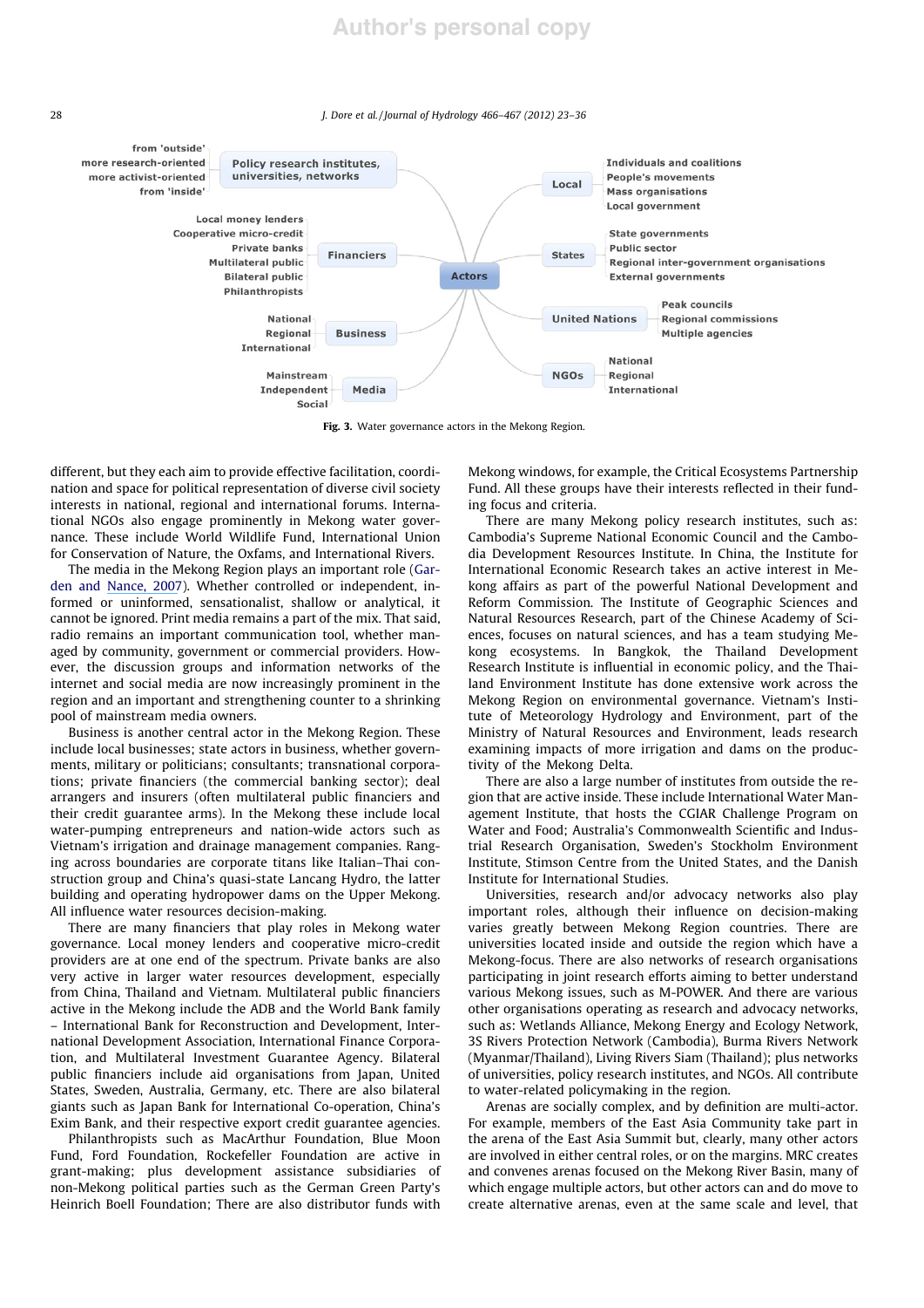- **Actors**
  - **Policy research institutes, universities, networks**
    - from 'outside'
    - more research-oriented
    - more activist-oriented
    - from 'inside'
  - **Financiers**
    - Local money lenders
    - Cooperative micro-credit
    - Private banks
    - Multilateral public
    - Bilateral public
    - Philanthropists
  - **Business**
    - National
    - Regional
    - International
  - **Media**
    - Mainstream
    - Independent
    - Social
  - **Local**
    - Individuals and coalitions
    - People's movements
    - Mass organisations
    - Local government
  - **States**
    - State governments
    - Public sector
    - Regional inter-government organisations
    - External governments
  - **United Nations**
    - Peak councils
    - Regional commissions
    - Multiple agencies
  - **NGOs**
    - National
    - Regional
    - International

**Fig. 3.** Water governance actors in the Mekong Region.

different, but they each aim to provide effective facilitation, coordination and space for political representation of diverse civil society interests in national, regional and international forums. International NGOs also engage prominently in Mekong water governance. These include World Wildlife Fund, International Union for Conservation of Nature, the Oxfams, and International Rivers.

The media in the Mekong Region plays an important role (Garden and Nance, 2007). Whether controlled or independent, informed or uninformed, sensationalist, shallow or analytical, it cannot be ignored. Print media remains a part of the mix. That said, radio remains an important communication tool, whether managed by community, government or commercial providers. However, the discussion groups and information networks of the internet and social media are now increasingly prominent in the region and an important and strengthening counter to a shrinking pool of mainstream media owners.

Business is another central actor in the Mekong Region. These include local businesses; state actors in business, whether governments, military or politicians; consultants; transnational corporations; private financiers (the commercial banking sector); deal arrangers and insurers (often multilateral public financiers and their credit guarantee arms). In the Mekong these include local water-pumping entrepreneurs and nation-wide actors such as Vietnam's irrigation and drainage management companies. Ranging across boundaries are corporate titans like Italian–Thai construction group and China's quasi-state Lancang Hydro, the latter building and operating hydropower dams on the Upper Mekong. All influence water resources decision-making.

There are many financiers that play roles in Mekong water governance. Local money lenders and cooperative micro-credit providers are at one end of the spectrum. Private banks are also very active in larger water resources development, especially from China, Thailand and Vietnam. Multilateral public financiers active in the Mekong include the ADB and the World Bank family – International Bank for Reconstruction and Development, International Development Association, International Finance Corporation, and Multilateral Investment Guarantee Agency. Bilateral public financiers include aid organisations from Japan, United States, Sweden, Australia, Germany, etc. There are also bilateral giants such as Japan Bank for International Co-operation, China's Exim Bank, and their respective export credit guarantee agencies.

Philanthropists such as MacArthur Foundation, Blue Moon Fund, Ford Foundation, Rockefeller Foundation are active in grant-making; plus development assistance subsidiaries of non-Mekong political parties such as the German Green Party's Heinrich Boell Foundation; There are also distributor funds with Mekong windows, for example, the Critical Ecosystems Partnership Fund. All these groups have their interests reflected in their funding focus and criteria.

There are many Mekong policy research institutes, such as: Cambodia's Supreme National Economic Council and the Cambodia Development Resources Institute. In China, the Institute for International Economic Research takes an active interest in Mekong affairs as part of the powerful National Development and Reform Commission. The Institute of Geographic Sciences and Natural Resources Research, part of the Chinese Academy of Sciences, focuses on natural sciences, and has a team studying Mekong ecosystems. In Bangkok, the Thailand Development Research Institute is influential in economic policy, and the Thailand Environment Institute has done extensive work across the Mekong Region on environmental governance. Vietnam's Institute of Meteorology Hydrology and Environment, part of the Ministry of Natural Resources and Environment, leads research examining impacts of more irrigation and dams on the productivity of the Mekong Delta.

There are also a large number of institutes from outside the region that are active inside. These include International Water Management Institute, that hosts the CGIAR Challenge Program on Water and Food; Australia's Commonwealth Scientific and Industrial Research Organisation, Sweden's Stockholm Environment Institute, Stimson Centre from the United States, and the Danish Institute for International Studies.

Universities, research and/or advocacy networks also play important roles, although their influence on decision-making varies greatly between Mekong Region countries. There are universities located inside and outside the region which have a Mekong-focus. There are also networks of research organisations participating in joint research efforts aiming to better understand various Mekong issues, such as M-POWER. And there are various other organisations operating as research and advocacy networks, such as: Wetlands Alliance, Mekong Energy and Ecology Network, 3S Rivers Protection Network (Cambodia), Burma Rivers Network (Myanmar/Thailand), Living Rivers Siam (Thailand); plus networks of universities, policy research institutes, and NGOs. All contribute to water-related policymaking in the region.

Arenas are socially complex, and by definition are multi-actor. For example, members of the East Asia Community take part in the arena of the East Asia Summit but, clearly, many other actors are involved in either central roles, or on the margins. MRC creates and convenes arenas focused on the Mekong River Basin, many of which engage multiple actors, but other actors can and do move to create alternative arenas, even at the same scale and level, that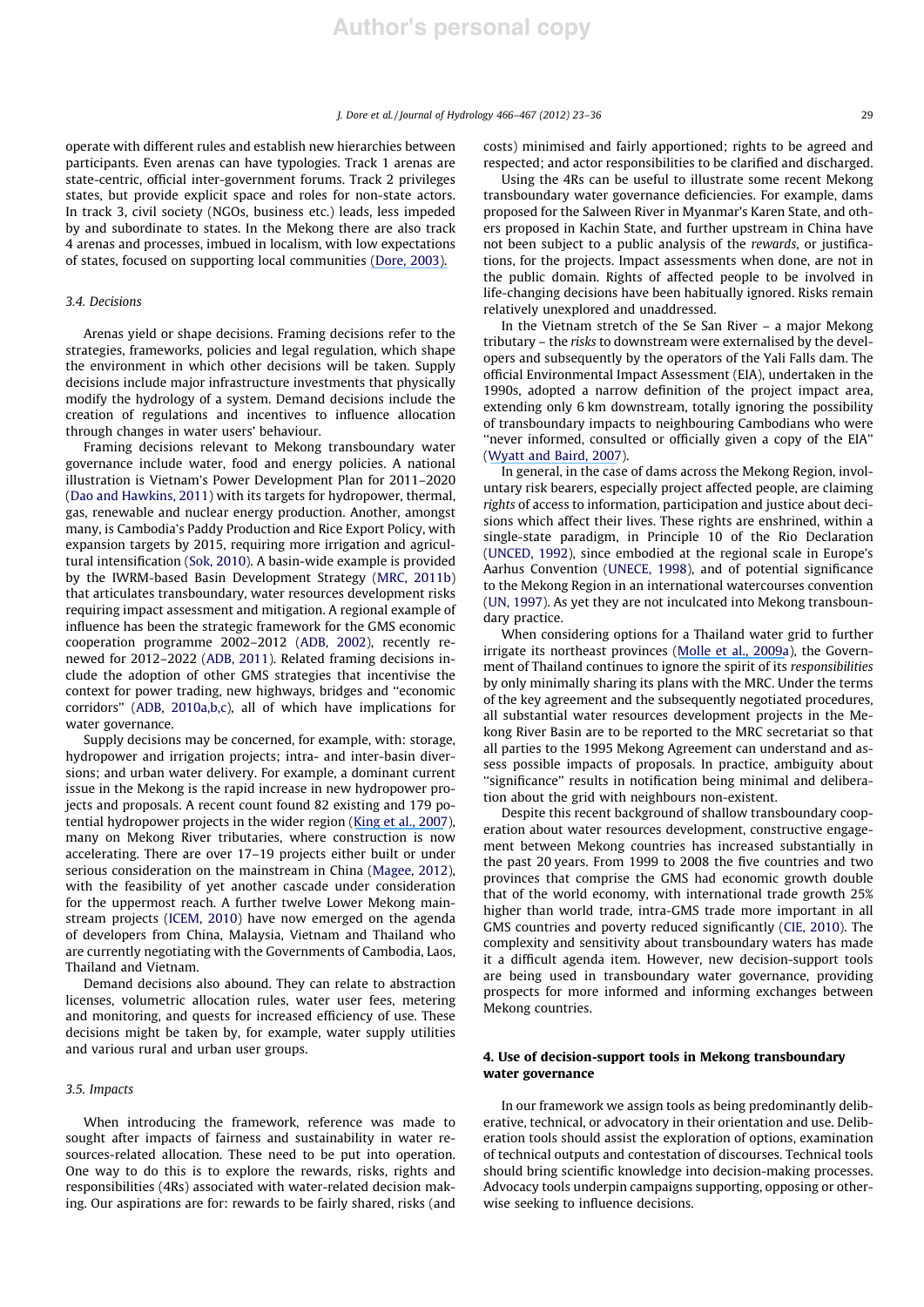operate with different rules and establish new hierarchies between participants. Even arenas can have typologies. Track 1 arenas are state-centric, official inter-government forums. Track 2 privileges states, but provide explicit space and roles for non-state actors. In track 3, civil society (NGOs, business etc.) leads, less impeded by and subordinate to states. In the Mekong there are also track 4 arenas and processes, imbued in localism, with low expectations of states, focused on supporting local communities (Dore, 2003).

### 3.4. Decisions

Arenas yield or shape decisions. Framing decisions refer to the strategies, frameworks, policies and legal regulation, which shape the environment in which other decisions will be taken. Supply decisions include major infrastructure investments that physically modify the hydrology of a system. Demand decisions include the creation of regulations and incentives to influence allocation through changes in water users' behaviour.

Framing decisions relevant to Mekong transboundary water governance include water, food and energy policies. A national illustration is Vietnam's Power Development Plan for 2011–2020 (Dao and Hawkins, 2011) with its targets for hydropower, thermal, gas, renewable and nuclear energy production. Another, amongst many, is Cambodia's Paddy Production and Rice Export Policy, with expansion targets by 2015, requiring more irrigation and agricultural intensification (Sok, 2010). A basin-wide example is provided by the IWRM-based Basin Development Strategy (MRC, 2011b) that articulates transboundary, water resources development risks requiring impact assessment and mitigation. A regional example of influence has been the strategic framework for the GMS economic cooperation programme 2002–2012 (ADB, 2002), recently renewed for 2012–2022 (ADB, 2011). Related framing decisions include the adoption of other GMS strategies that incentivise the context for power trading, new highways, bridges and "economic corridors" (ADB, 2010a,b,c), all of which have implications for water governance.

Supply decisions may be concerned, for example, with: storage, hydropower and irrigation projects; intra- and inter-basin diversions; and urban water delivery. For example, a dominant current issue in the Mekong is the rapid increase in new hydropower projects and proposals. A recent count found 82 existing and 179 potential hydropower projects in the wider region (King et al., 2007), many on Mekong River tributaries, where construction is now accelerating. There are over 17–19 projects either built or under serious consideration on the mainstream in China (Magee, 2012), with the feasibility of yet another cascade under consideration for the uppermost reach. A further twelve Lower Mekong mainstream projects (ICEM, 2010) have now emerged on the agenda of developers from China, Malaysia, Vietnam and Thailand who are currently negotiating with the Governments of Cambodia, Laos, Thailand and Vietnam.

Demand decisions also abound. They can relate to abstraction licenses, volumetric allocation rules, water user fees, metering and monitoring, and quests for increased efficiency of use. These decisions might be taken by, for example, water supply utilities and various rural and urban user groups.

### 3.5. Impacts

When introducing the framework, reference was made to sought after impacts of fairness and sustainability in water resources-related allocation. These need to be put into operation. One way to do this is to explore the rewards, risks, rights and responsibilities (4Rs) associated with water-related decision making. Our aspirations are for: rewards to be fairly shared, risks (and costs) minimised and fairly apportioned; rights to be agreed and respected; and actor responsibilities to be clarified and discharged.

Using the 4Rs can be useful to illustrate some recent Mekong transboundary water governance deficiencies. For example, dams proposed for the Salween River in Myanmar's Karen State, and others proposed in Kachin State, and further upstream in China have not been subject to a public analysis of the *rewards*, or justifications, for the projects. Impact assessments when done, are not in the public domain. Rights of affected people to be involved in life-changing decisions have been habitually ignored. Risks remain relatively unexplored and unaddressed.

In the Vietnam stretch of the Se San River – a major Mekong tributary – the *risks* to downstream were externalised by the developers and subsequently by the operators of the Yali Falls dam. The official Environmental Impact Assessment (EIA), undertaken in the 1990s, adopted a narrow definition of the project impact area, extending only 6 km downstream, totally ignoring the possibility of transboundary impacts to neighbouring Cambodians who were "never informed, consulted or officially given a copy of the EIA" (Wyatt and Baird, 2007).

In general, in the case of dams across the Mekong Region, involuntary risk bearers, especially project affected people, are claiming *rights* of access to information, participation and justice about decisions which affect their lives. These rights are enshrined, within a single-state paradigm, in Principle 10 of the Rio Declaration (UNCED, 1992), since embodied at the regional scale in Europe's Aarhus Convention (UNECE, 1998), and of potential significance to the Mekong Region in an international watercourses convention (UN, 1997). As yet they are not inculcated into Mekong transboundary practice.

When considering options for a Thailand water grid to further irrigate its northeast provinces (Molle et al., 2009a), the Government of Thailand continues to ignore the spirit of its *responsibilities* by only minimally sharing its plans with the MRC. Under the terms of the key agreement and the subsequently negotiated procedures, all substantial water resources development projects in the Mekong River Basin are to be reported to the MRC secretariat so that all parties to the 1995 Mekong Agreement can understand and assess possible impacts of proposals. In practice, ambiguity about "significance" results in notification being minimal and deliberation about the grid with neighbours non-existent.

Despite this recent background of shallow transboundary cooperation about water resources development, constructive engagement between Mekong countries has increased substantially in the past 20 years. From 1999 to 2008 the five countries and two provinces that comprise the GMS had economic growth double that of the world economy, with international trade growth 25% higher than world trade, intra-GMS trade more important in all GMS countries and poverty reduced significantly (CIE, 2010). The complexity and sensitivity about transboundary waters has made it a difficult agenda item. However, new decision-support tools are being used in transboundary water governance, providing prospects for more informed and informing exchanges between Mekong countries.

## 4. Use of decision-support tools in Mekong transboundary water governance

In our framework we assign tools as being predominantly deliberative, technical, or advocatory in their orientation and use. Deliberation tools should assist the exploration of options, examination of technical outputs and contestation of discourses. Technical tools should bring scientific knowledge into decision-making processes. Advocacy tools underpin campaigns supporting, opposing or otherwise seeking to influence decisions.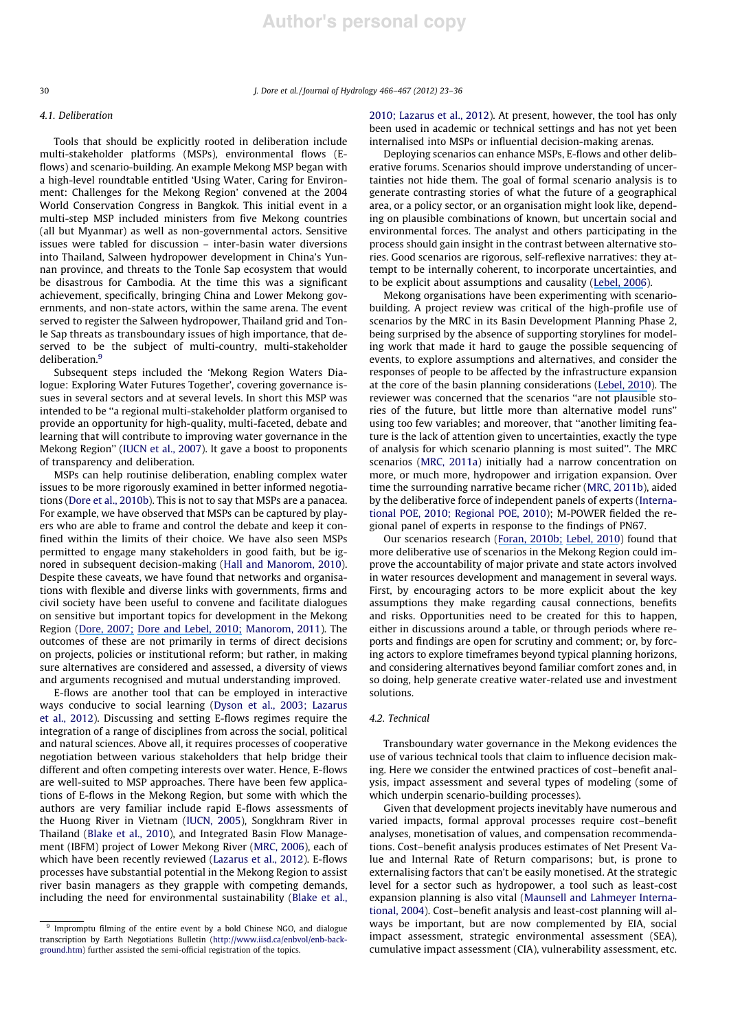### 4.1. Deliberation

Tools that should be explicitly rooted in deliberation include multi-stakeholder platforms (MSPs), environmental flows (E-flows) and scenario-building. An example Mekong MSP began with a high-level roundtable entitled 'Using Water, Caring for Environment: Challenges for the Mekong Region' convened at the 2004 World Conservation Congress in Bangkok. This initial event in a multi-step MSP included ministers from five Mekong countries (all but Myanmar) as well as non-governmental actors. Sensitive issues were tabled for discussion – inter-basin water diversions into Thailand, Salween hydropower development in China's Yunnan province, and threats to the Tonle Sap ecosystem that would be disastrous for Cambodia. At the time this was a significant achievement, specifically, bringing China and Lower Mekong governments, and non-state actors, within the same arena. The event served to register the Salween hydropower, Thailand grid and Tonle Sap threats as transboundary issues of high importance, that deserved to be the subject of multi-country, multi-stakeholder deliberation.[9]

Subsequent steps included the 'Mekong Region Waters Dialogue: Exploring Water Futures Together', covering governance issues in several sectors and at several levels. In short this MSP was intended to be "a regional multi-stakeholder platform organised to provide an opportunity for high-quality, multi-faceted, debate and learning that will contribute to improving water governance in the Mekong Region" (IUCN et al., 2007). It gave a boost to proponents of transparency and deliberation.

MSPs can help routinise deliberation, enabling complex water issues to be more rigorously examined in better informed negotiations (Dore et al., 2010b). This is not to say that MSPs are a panacea. For example, we have observed that MSPs can be captured by players who are able to frame and control the debate and keep it confined within the limits of their choice. We have also seen MSPs permitted to engage many stakeholders in good faith, but be ignored in subsequent decision-making (Hall and Manorom, 2010). Despite these caveats, we have found that networks and organisations with flexible and diverse links with governments, firms and civil society have been useful to convene and facilitate dialogues on sensitive but important topics for development in the Mekong Region (Dore, 2007; Dore and Lebel, 2010; Manorom, 2011). The outcomes of these are not primarily in terms of direct decisions on projects, policies or institutional reform; but rather, in making sure alternatives are considered and assessed, a diversity of views and arguments recognised and mutual understanding improved.

E-flows are another tool that can be employed in interactive ways conducive to social learning (Dyson et al., 2003; Lazarus et al., 2012). Discussing and setting E-flows regimes require the integration of a range of disciplines from across the social, political and natural sciences. Above all, it requires processes of cooperative negotiation between various stakeholders that help bridge their different and often competing interests over water. Hence, E-flows are well-suited to MSP approaches. There have been few applications of E-flows in the Mekong Region, but some with which the authors are very familiar include rapid E-flows assessments of the Huong River in Vietnam (IUCN, 2005), Songkhram River in Thailand (Blake et al., 2010), and Integrated Basin Flow Management (IBFM) project of Lower Mekong River (MRC, 2006), each of which have been recently reviewed (Lazarus et al., 2012). E-flows processes have substantial potential in the Mekong Region to assist river basin managers as they grapple with competing demands, including the need for environmental sustainability (Blake et al., 2010; Lazarus et al., 2012). At present, however, the tool has only been used in academic or technical settings and has not yet been internalised into MSPs or influential decision-making arenas.

Deploying scenarios can enhance MSPs, E-flows and other deliberative forums. Scenarios should improve understanding of uncertainties not hide them. The goal of formal scenario analysis is to generate contrasting stories of what the future of a geographical area, or a policy sector, or an organisation might look like, depending on plausible combinations of known, but uncertain social and environmental forces. The analyst and others participating in the process should gain insight in the contrast between alternative stories. Good scenarios are rigorous, self-reflexive narratives: they attempt to be internally coherent, to incorporate uncertainties, and to be explicit about assumptions and causality (Lebel, 2006).

Mekong organisations have been experimenting with scenario-building. A project review was critical of the high-profile use of scenarios by the MRC in its Basin Development Planning Phase 2, being surprised by the absence of supporting storylines for modeling work that made it hard to gauge the possible sequencing of events, to explore assumptions and alternatives, and consider the responses of people to be affected by the infrastructure expansion at the core of the basin planning considerations (Lebel, 2010). The reviewer was concerned that the scenarios "are not plausible stories of the future, but little more than alternative model runs" using too few variables; and moreover, that "another limiting feature is the lack of attention given to uncertainties, exactly the type of analysis for which scenario planning is most suited". The MRC scenarios (MRC, 2011a) initially had a narrow concentration on more, or much more, hydropower and irrigation expansion. Over time the surrounding narrative became richer (MRC, 2011b), aided by the deliberative force of independent panels of experts (International POE, 2010; Regional POE, 2010); M-POWER fielded the regional panel of experts in response to the findings of PN67.

Our scenarios research (Foran, 2010b; Lebel, 2010) found that more deliberative use of scenarios in the Mekong Region could improve the accountability of major private and state actors involved in water resources development and management in several ways. First, by encouraging actors to be more explicit about the key assumptions they make regarding causal connections, benefits and risks. Opportunities need to be created for this to happen, either in discussions around a table, or through periods where reports and findings are open for scrutiny and comment; or, by forcing actors to explore timeframes beyond typical planning horizons, and considering alternatives beyond familiar comfort zones and, in so doing, help generate creative water-related use and investment solutions.

### 4.2. Technical

Transboundary water governance in the Mekong evidences the use of various technical tools that claim to influence decision making. Here we consider the entwined practices of cost–benefit analysis, impact assessment and several types of modeling (some of which underpin scenario-building processes).

Given that development projects inevitably have numerous and varied impacts, formal approval processes require cost–benefit analyses, monetisation of values, and compensation recommendations. Cost–benefit analysis produces estimates of Net Present Value and Internal Rate of Return comparisons; but, is prone to externalising factors that can't be easily monetised. At the strategic level for a sector such as hydropower, a tool such as least-cost expansion planning is also vital (Maunsell and Lahmeyer International, 2004). Cost–benefit analysis and least-cost planning will always be important, but are now complemented by EIA, social impact assessment, strategic environmental assessment (SEA), cumulative impact assessment (CIA), vulnerability assessment, etc.

---

[9] Impromptu filming of the entire event by a bold Chinese NGO, and dialogue transcription by Earth Negotiations Bulletin (http://www.iisd.ca/enbvol/enb-background.htm) further assisted the semi-official registration of the topics.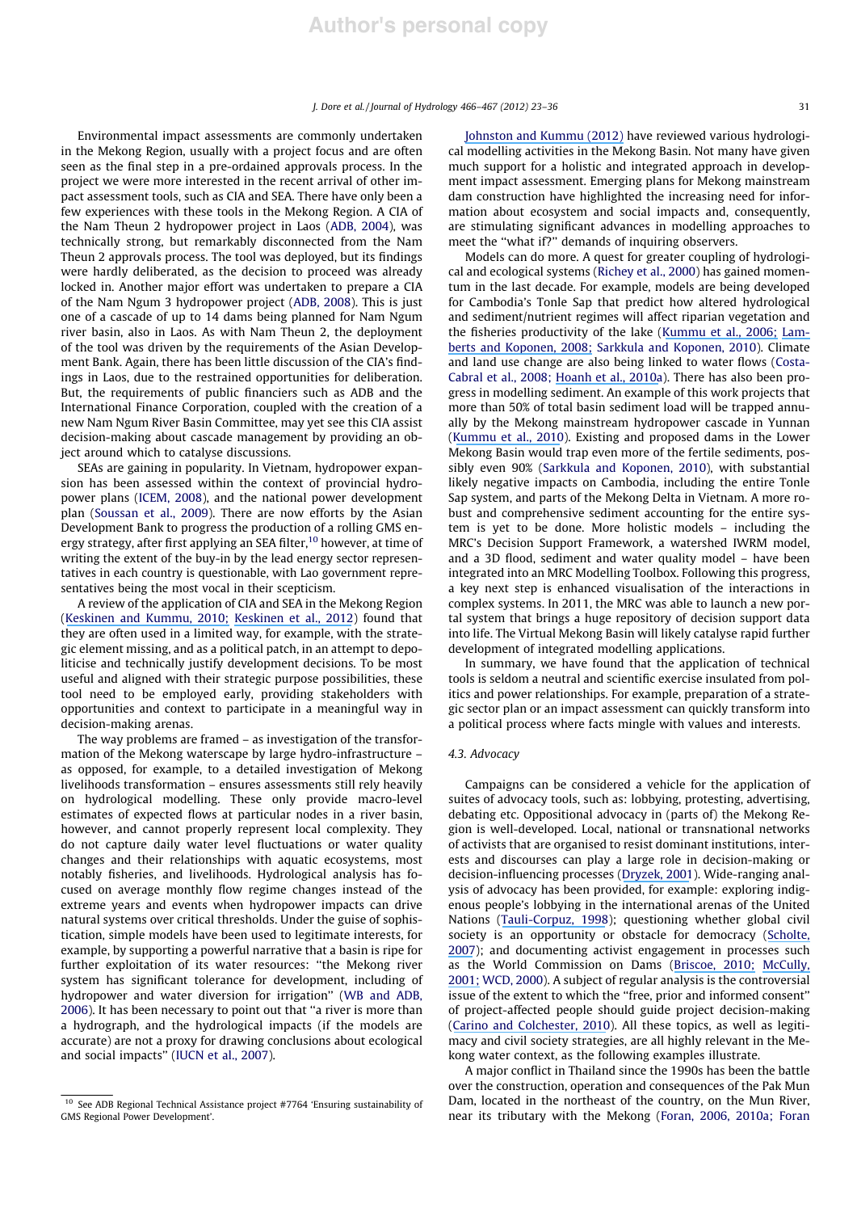Environmental impact assessments are commonly undertaken in the Mekong Region, usually with a project focus and are often seen as the final step in a pre-ordained approvals process. In the project we were more interested in the recent arrival of other impact assessment tools, such as CIA and SEA. There have only been a few experiences with these tools in the Mekong Region. A CIA of the Nam Theun 2 hydropower project in Laos (ADB, 2004), was technically strong, but remarkably disconnected from the Nam Theun 2 approvals process. The tool was deployed, but its findings were hardly deliberated, as the decision to proceed was already locked in. Another major effort was undertaken to prepare a CIA of the Nam Ngum 3 hydropower project (ADB, 2008). This is just one of a cascade of up to 14 dams being planned for Nam Ngum river basin, also in Laos. As with Nam Theun 2, the deployment of the tool was driven by the requirements of the Asian Development Bank. Again, there has been little discussion of the CIA's findings in Laos, due to the restrained opportunities for deliberation. But, the requirements of public financiers such as ADB and the International Finance Corporation, coupled with the creation of a new Nam Ngum River Basin Committee, may yet see this CIA assist decision-making about cascade management by providing an object around which to catalyse discussions.

SEAs are gaining in popularity. In Vietnam, hydropower expansion has been assessed within the context of provincial hydropower plans (ICEM, 2008), and the national power development plan (Soussan et al., 2009). There are now efforts by the Asian Development Bank to progress the production of a rolling GMS energy strategy, after first applying an SEA filter,[10] however, at time of writing the extent of the buy-in by the lead energy sector representatives in each country is questionable, with Lao government representatives being the most vocal in their scepticism.

A review of the application of CIA and SEA in the Mekong Region (Keskinen and Kummu, 2010; Keskinen et al., 2012) found that they are often used in a limited way, for example, with the strategic element missing, and as a political patch, in an attempt to depoliticise and technically justify development decisions. To be most useful and aligned with their strategic purpose possibilities, these tool need to be employed early, providing stakeholders with opportunities and context to participate in a meaningful way in decision-making arenas.

The way problems are framed – as investigation of the transformation of the Mekong waterscape by large hydro-infrastructure – as opposed, for example, to a detailed investigation of Mekong livelihoods transformation – ensures assessments still rely heavily on hydrological modelling. These only provide macro-level estimates of expected flows at particular nodes in a river basin, however, and cannot properly represent local complexity. They do not capture daily water level fluctuations or water quality changes and their relationships with aquatic ecosystems, most notably fisheries, and livelihoods. Hydrological analysis has focused on average monthly flow regime changes instead of the extreme years and events when hydropower impacts can drive natural systems over critical thresholds. Under the guise of sophistication, simple models have been used to legitimate interests, for example, by supporting a powerful narrative that a basin is ripe for further exploitation of its water resources: "the Mekong river system has significant tolerance for development, including of hydropower and water diversion for irrigation" (WB and ADB, 2006). It has been necessary to point out that "a river is more than a hydrograph, and the hydrological impacts (if the models are accurate) are not a proxy for drawing conclusions about ecological and social impacts" (IUCN et al., 2007).

Johnston and Kummu (2012) have reviewed various hydrological modelling activities in the Mekong Basin. Not many have given much support for a holistic and integrated approach in development impact assessment. Emerging plans for Mekong mainstream dam construction have highlighted the increasing need for information about ecosystem and social impacts and, consequently, are stimulating significant advances in modelling approaches to meet the "what if?" demands of inquiring observers.

Models can do more. A quest for greater coupling of hydrological and ecological systems (Richey et al., 2000) has gained momentum in the last decade. For example, models are being developed for Cambodia's Tonle Sap that predict how altered hydrological and sediment/nutrient regimes will affect riparian vegetation and the fisheries productivity of the lake (Kummu et al., 2006; Lamberts and Koponen, 2008; Sarkkula and Koponen, 2010). Climate and land use change are also being linked to water flows (Costa-Cabral et al., 2008; Hoanh et al., 2010a). There has also been progress in modelling sediment. An example of this work projects that more than 50% of total basin sediment load will be trapped annually by the Mekong mainstream hydropower cascade in Yunnan (Kummu et al., 2010). Existing and proposed dams in the Lower Mekong Basin would trap even more of the fertile sediments, possibly even 90% (Sarkkula and Koponen, 2010), with substantial likely negative impacts on Cambodia, including the entire Tonle Sap system, and parts of the Mekong Delta in Vietnam. A more robust and comprehensive sediment accounting for the entire system is yet to be done. More holistic models – including the MRC's Decision Support Framework, a watershed IWRM model, and a 3D flood, sediment and water quality model – have been integrated into an MRC Modelling Toolbox. Following this progress, a key next step is enhanced visualisation of the interactions in complex systems. In 2011, the MRC was able to launch a new portal system that brings a huge repository of decision support data into life. The Virtual Mekong Basin will likely catalyse rapid further development of integrated modelling applications.

In summary, we have found that the application of technical tools is seldom a neutral and scientific exercise insulated from politics and power relationships. For example, preparation of a strategic sector plan or an impact assessment can quickly transform into a political process where facts mingle with values and interests.

### 4.3. Advocacy

Campaigns can be considered a vehicle for the application of suites of advocacy tools, such as: lobbying, protesting, advertising, debating etc. Oppositional advocacy in (parts of) the Mekong Region is well-developed. Local, national or transnational networks of activists that are organised to resist dominant institutions, interests and discourses can play a large role in decision-making or decision-influencing processes (Dryzek, 2001). Wide-ranging analysis of advocacy has been provided, for example: exploring indigenous people's lobbying in the international arenas of the United Nations (Tauli-Corpuz, 1998); questioning whether global civil society is an opportunity or obstacle for democracy (Scholte, 2007); and documenting activist engagement in processes such as the World Commission on Dams (Briscoe, 2010; McCully, 2001; WCD, 2000). A subject of regular analysis is the controversial issue of the extent to which the "free, prior and informed consent" of project-affected people should guide project decision-making (Carino and Colchester, 2010). All these topics, as well as legitimacy and civil society strategies, are all highly relevant in the Mekong water context, as the following examples illustrate.

A major conflict in Thailand since the 1990s has been the battle over the construction, operation and consequences of the Pak Mun Dam, located in the northeast of the country, on the Mun River, near its tributary with the Mekong (Foran, 2006, 2010a; Foran

[10] See ADB Regional Technical Assistance project #7764 'Ensuring sustainability of GMS Regional Power Development'.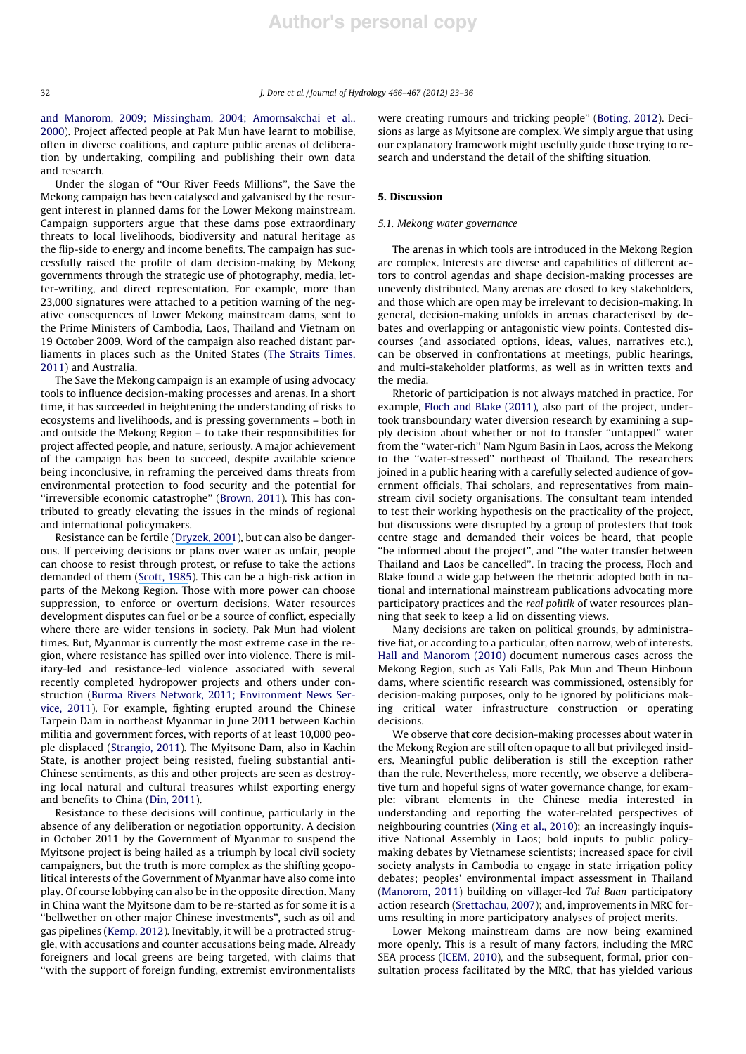and Manorom, 2009; Missingham, 2004; Amornsakchai et al., 2000). Project affected people at Pak Mun have learnt to mobilise, often in diverse coalitions, and capture public arenas of deliberation by undertaking, compiling and publishing their own data and research.

Under the slogan of "Our River Feeds Millions", the Save the Mekong campaign has been catalysed and galvanised by the resurgent interest in planned dams for the Lower Mekong mainstream. Campaign supporters argue that these dams pose extraordinary threats to local livelihoods, biodiversity and natural heritage as the flip-side to energy and income benefits. The campaign has successfully raised the profile of dam decision-making by Mekong governments through the strategic use of photography, media, letter-writing, and direct representation. For example, more than 23,000 signatures were attached to a petition warning of the negative consequences of Lower Mekong mainstream dams, sent to the Prime Ministers of Cambodia, Laos, Thailand and Vietnam on 19 October 2009. Word of the campaign also reached distant parliaments in places such as the United States (The Straits Times, 2011) and Australia.

The Save the Mekong campaign is an example of using advocacy tools to influence decision-making processes and arenas. In a short time, it has succeeded in heightening the understanding of risks to ecosystems and livelihoods, and in pressing governments – both in and outside the Mekong Region – to take their responsibilities for project affected people, and nature, seriously. A major achievement of the campaign has been to succeed, despite available science being inconclusive, in reframing the perceived dams threats from environmental protection to food security and the potential for "irreversible economic catastrophe" (Brown, 2011). This has contributed to greatly elevating the issues in the minds of regional and international policymakers.

Resistance can be fertile (Dryzek, 2001), but can also be dangerous. If perceiving decisions or plans over water as unfair, people can choose to resist through protest, or refuse to take the actions demanded of them (Scott, 1985). This can be a high-risk action in parts of the Mekong Region. Those with more power can choose suppression, to enforce or overturn decisions. Water resources development disputes can fuel or be a source of conflict, especially where there are wider tensions in society. Pak Mun had violent times. But, Myanmar is currently the most extreme case in the region, where resistance has spilled over into violence. There is military-led and resistance-led violence associated with several recently completed hydropower projects and others under construction (Burma Rivers Network, 2011; Environment News Service, 2011). For example, fighting erupted around the Chinese Tarpein Dam in northeast Myanmar in June 2011 between Kachin militia and government forces, with reports of at least 10,000 people displaced (Strangio, 2011). The Myitsone Dam, also in Kachin State, is another project being resisted, fueling substantial anti-Chinese sentiments, as this and other projects are seen as destroying local natural and cultural treasures whilst exporting energy and benefits to China (Din, 2011).

Resistance to these decisions will continue, particularly in the absence of any deliberation or negotiation opportunity. A decision in October 2011 by the Government of Myanmar to suspend the Myitsone project is being hailed as a triumph by local civil society campaigners, but the truth is more complex as the shifting geopolitical interests of the Government of Myanmar have also come into play. Of course lobbying can also be in the opposite direction. Many in China want the Myitsone dam to be re-started as for some it is a "bellwether on other major Chinese investments", such as oil and gas pipelines (Kemp, 2012). Inevitably, it will be a protracted struggle, with accusations and counter accusations being made. Already foreigners and local greens are being targeted, with claims that "with the support of foreign funding, extremist environmentalists were creating rumours and tricking people" (Boting, 2012). Decisions as large as Myitsone are complex. We simply argue that using our explanatory framework might usefully guide those trying to research and understand the detail of the shifting situation.

## 5. Discussion

### 5.1. Mekong water governance

The arenas in which tools are introduced in the Mekong Region are complex. Interests are diverse and capabilities of different actors to control agendas and shape decision-making processes are unevenly distributed. Many arenas are closed to key stakeholders, and those which are open may be irrelevant to decision-making. In general, decision-making unfolds in arenas characterised by debates and overlapping or antagonistic view points. Contested discourses (and associated options, ideas, values, narratives etc.), can be observed in confrontations at meetings, public hearings, and multi-stakeholder platforms, as well as in written texts and the media.

Rhetoric of participation is not always matched in practice. For example, Floch and Blake (2011), also part of the project, undertook transboundary water diversion research by examining a supply decision about whether or not to transfer "untapped" water from the "water-rich" Nam Ngum Basin in Laos, across the Mekong to the "water-stressed" northeast of Thailand. The researchers joined in a public hearing with a carefully selected audience of government officials, Thai scholars, and representatives from mainstream civil society organisations. The consultant team intended to test their working hypothesis on the practicality of the project, but discussions were disrupted by a group of protesters that took centre stage and demanded their voices be heard, that people "be informed about the project", and "the water transfer between Thailand and Laos be cancelled". In tracing the process, Floch and Blake found a wide gap between the rhetoric adopted both in national and international mainstream publications advocating more participatory practices and the *real politik* of water resources planning that seek to keep a lid on dissenting views.

Many decisions are taken on political grounds, by administrative fiat, or according to a particular, often narrow, web of interests. Hall and Manorom (2010) document numerous cases across the Mekong Region, such as Yali Falls, Pak Mun and Theun Hinboun dams, where scientific research was commissioned, ostensibly for decision-making purposes, only to be ignored by politicians making critical water infrastructure construction or operating decisions.

We observe that core decision-making processes about water in the Mekong Region are still often opaque to all but privileged insiders. Meaningful public deliberation is still the exception rather than the rule. Nevertheless, more recently, we observe a deliberative turn and hopeful signs of water governance change, for example: vibrant elements in the Chinese media interested in understanding and reporting the water-related perspectives of neighbouring countries (Xing et al., 2010); an increasingly inquisitive National Assembly in Laos; bold inputs to public policy-making debates by Vietnamese scientists; increased space for civil society analysts in Cambodia to engage in state irrigation policy debates; peoples' environmental impact assessment in Thailand (Manorom, 2011) building on villager-led *Tai Baan* participatory action research (Srettachau, 2007); and, improvements in MRC forums resulting in more participatory analyses of project merits.

Lower Mekong mainstream dams are now being examined more openly. This is a result of many factors, including the MRC SEA process (ICEM, 2010), and the subsequent, formal, prior consultation process facilitated by the MRC, that has yielded various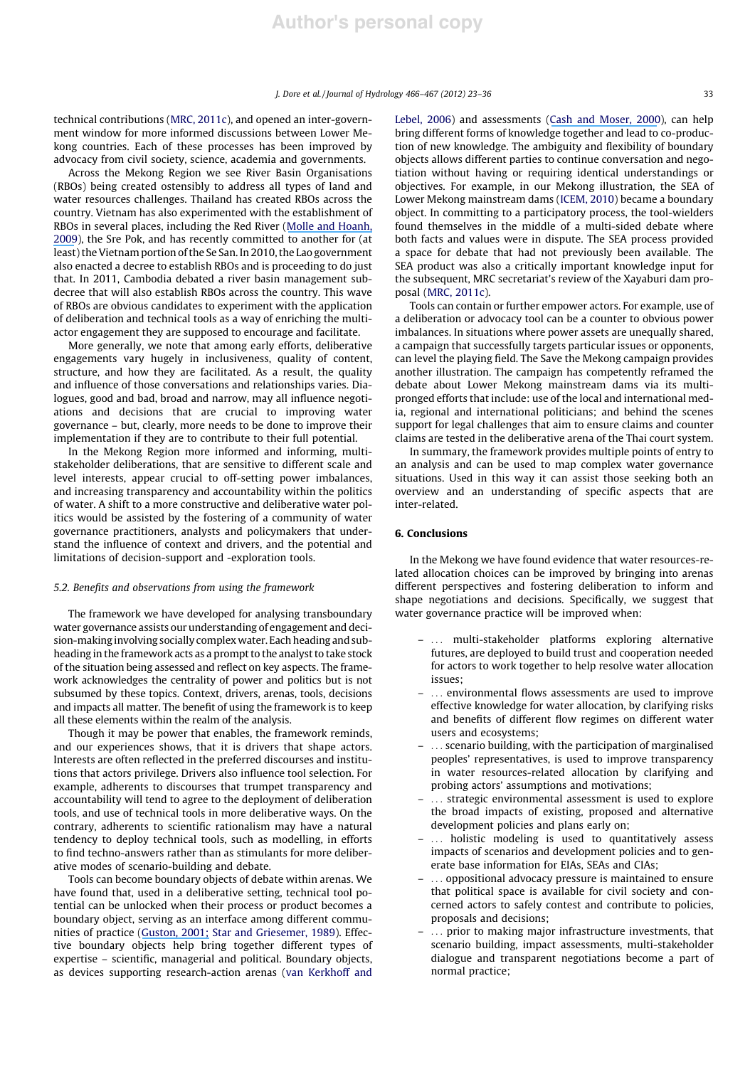technical contributions (MRC, 2011c), and opened an inter-government window for more informed discussions between Lower Mekong countries. Each of these processes has been improved by advocacy from civil society, science, academia and governments.

Across the Mekong Region we see River Basin Organisations (RBOs) being created ostensibly to address all types of land and water resources challenges. Thailand has created RBOs across the country. Vietnam has also experimented with the establishment of RBOs in several places, including the Red River (Molle and Hoanh, 2009), the Sre Pok, and has recently committed to another for (at least) the Vietnam portion of the Se San. In 2010, the Lao government also enacted a decree to establish RBOs and is proceeding to do just that. In 2011, Cambodia debated a river basin management sub-decree that will also establish RBOs across the country. This wave of RBOs are obvious candidates to experiment with the application of deliberation and technical tools as a way of enriching the multi-actor engagement they are supposed to encourage and facilitate.

More generally, we note that among early efforts, deliberative engagements vary hugely in inclusiveness, quality of content, structure, and how they are facilitated. As a result, the quality and influence of those conversations and relationships varies. Dialogues, good and bad, broad and narrow, may all influence negotiations and decisions that are crucial to improving water governance – but, clearly, more needs to be done to improve their implementation if they are to contribute to their full potential.

In the Mekong Region more informed and informing, multi-stakeholder deliberations, that are sensitive to different scale and level interests, appear crucial to off-setting power imbalances, and increasing transparency and accountability within the politics of water. A shift to a more constructive and deliberative water politics would be assisted by the fostering of a community of water governance practitioners, analysts and policymakers that understand the influence of context and drivers, and the potential and limitations of decision-support and -exploration tools.

### 5.2. Benefits and observations from using the framework

The framework we have developed for analysing transboundary water governance assists our understanding of engagement and decision-making involving socially complex water. Each heading and subheading in the framework acts as a prompt to the analyst to take stock of the situation being assessed and reflect on key aspects. The framework acknowledges the centrality of power and politics but is not subsumed by these topics. Context, drivers, arenas, tools, decisions and impacts all matter. The benefit of using the framework is to keep all these elements within the realm of the analysis.

Though it may be power that enables, the framework reminds, and our experiences shows, that it is drivers that shape actors. Interests are often reflected in the preferred discourses and institutions that actors privilege. Drivers also influence tool selection. For example, adherents to discourses that trumpet transparency and accountability will tend to agree to the deployment of deliberation tools, and use of technical tools in more deliberative ways. On the contrary, adherents to scientific rationalism may have a natural tendency to deploy technical tools, such as modelling, in efforts to find techno-answers rather than as stimulants for more deliberative modes of scenario-building and debate.

Tools can become boundary objects of debate within arenas. We have found that, used in a deliberative setting, technical tool potential can be unlocked when their process or product becomes a boundary object, serving as an interface among different communities of practice (Guston, 2001; Star and Griesemer, 1989). Effective boundary objects help bring together different types of expertise – scientific, managerial and political. Boundary objects, as devices supporting research-action arenas (van Kerkhoff and Lebel, 2006) and assessments (Cash and Moser, 2000), can help bring different forms of knowledge together and lead to co-production of new knowledge. The ambiguity and flexibility of boundary objects allows different parties to continue conversation and negotiation without having or requiring identical understandings or objectives. For example, in our Mekong illustration, the SEA of Lower Mekong mainstream dams (ICEM, 2010) became a boundary object. In committing to a participatory process, the tool-wielders found themselves in the middle of a multi-sided debate where both facts and values were in dispute. The SEA process provided a space for debate that had not previously been available. The SEA product was also a critically important knowledge input for the subsequent, MRC secretariat's review of the Xayaburi dam proposal (MRC, 2011c).

Tools can contain or further empower actors. For example, use of a deliberation or advocacy tool can be a counter to obvious power imbalances. In situations where power assets are unequally shared, a campaign that successfully targets particular issues or opponents, can level the playing field. The Save the Mekong campaign provides another illustration. The campaign has competently reframed the debate about Lower Mekong mainstream dams via its multi-pronged efforts that include: use of the local and international media, regional and international politicians; and behind the scenes support for legal challenges that aim to ensure claims and counter claims are tested in the deliberative arena of the Thai court system.

In summary, the framework provides multiple points of entry to an analysis and can be used to map complex water governance situations. Used in this way it can assist those seeking both an overview and an understanding of specific aspects that are inter-related.

## 6. Conclusions

In the Mekong we have found evidence that water resources-related allocation choices can be improved by bringing into arenas different perspectives and fostering deliberation to inform and shape negotiations and decisions. Specifically, we suggest that water governance practice will be improved when:

- ... multi-stakeholder platforms exploring alternative futures, are deployed to build trust and cooperation needed for actors to work together to help resolve water allocation issues;
- ... environmental flows assessments are used to improve effective knowledge for water allocation, by clarifying risks and benefits of different flow regimes on different water users and ecosystems;
- ... scenario building, with the participation of marginalised peoples' representatives, is used to improve transparency in water resources-related allocation by clarifying and probing actors' assumptions and motivations;
- ... strategic environmental assessment is used to explore the broad impacts of existing, proposed and alternative development policies and plans early on;
- ... holistic modeling is used to quantitatively assess impacts of scenarios and development policies and to generate base information for EIAs, SEAs and CIAs;
- ... oppositional advocacy pressure is maintained to ensure that political space is available for civil society and concerned actors to safely contest and contribute to policies, proposals and decisions;
- ... prior to making major infrastructure investments, that scenario building, impact assessments, multi-stakeholder dialogue and transparent negotiations become a part of normal practice;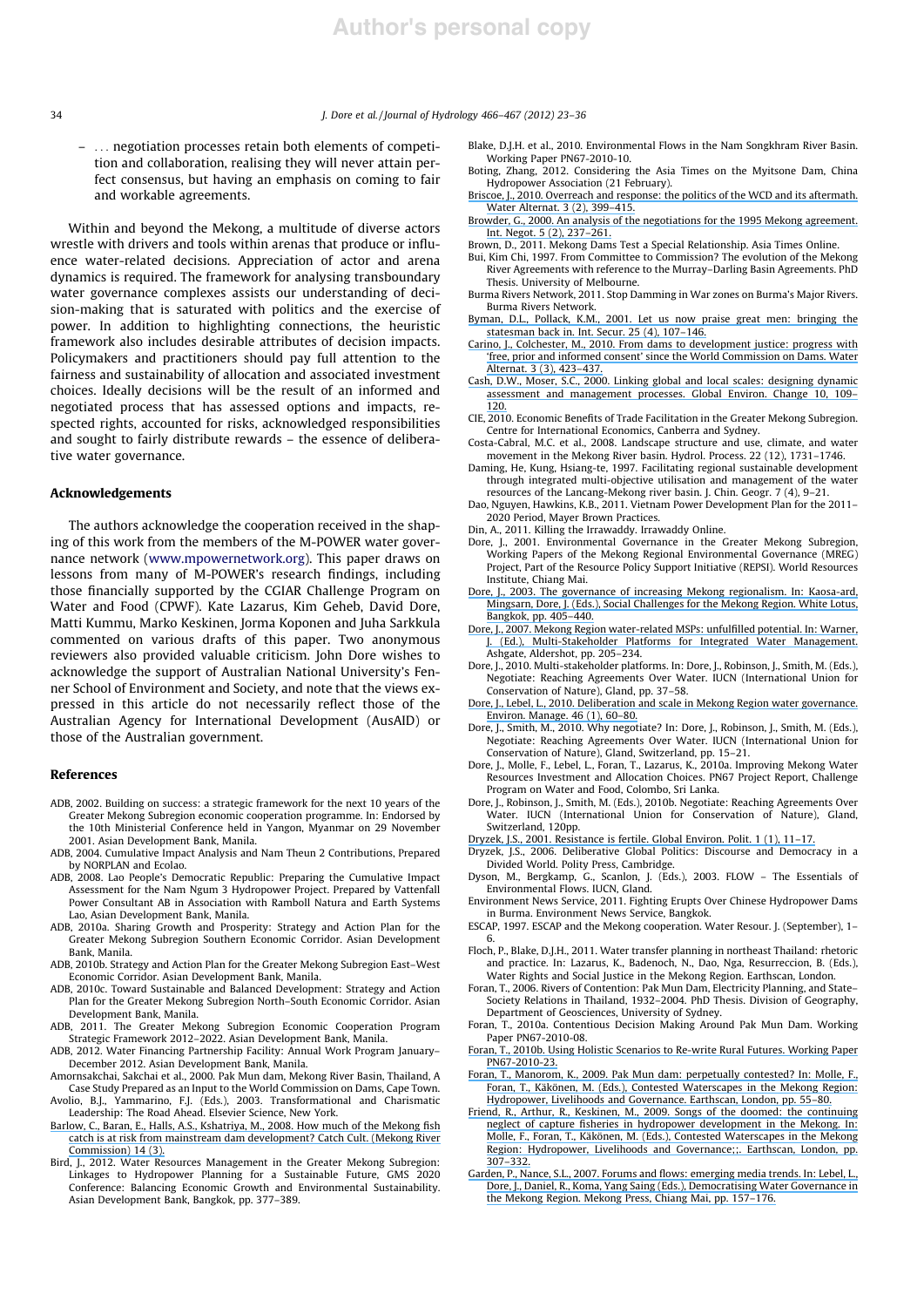– ... negotiation processes retain both elements of competition and collaboration, realising they will never attain perfect consensus, but having an emphasis on coming to fair and workable agreements.

Within and beyond the Mekong, a multitude of diverse actors wrestle with drivers and tools within arenas that produce or influence water-related decisions. Appreciation of actor and arena dynamics is required. The framework for analysing transboundary water governance complexes assists our understanding of decision-making that is saturated with politics and the exercise of power. In addition to highlighting connections, the heuristic framework also includes desirable attributes of decision impacts. Policymakers and practitioners should pay full attention to the fairness and sustainability of allocation and associated investment choices. Ideally decisions will be the result of an informed and negotiated process that has assessed options and impacts, respected rights, accounted for risks, acknowledged responsibilities and sought to fairly distribute rewards – the essence of deliberative water governance.

## Acknowledgements

The authors acknowledge the cooperation received in the shaping of this work from the members of the M-POWER water governance network (www.mpowernetwork.org). This paper draws on lessons from many of M-POWER's research findings, including those financially supported by the CGIAR Challenge Program on Water and Food (CPWF). Kate Lazarus, Kim Geheb, David Dore, Matti Kummu, Marko Keskinen, Jorma Koponen and Juha Sarkkula commented on various drafts of this paper. Two anonymous reviewers also provided valuable criticism. John Dore wishes to acknowledge the support of Australian National University's Fenner School of Environment and Society, and note that the views expressed in this article do not necessarily reflect those of the Australian Agency for International Development (AusAID) or those of the Australian government.

## References

ADB, 2002. Building on success: a strategic framework for the next 10 years of the Greater Mekong Subregion economic cooperation programme. In: Endorsed by the 10th Ministerial Conference held in Yangon, Myanmar on 29 November 2001. Asian Development Bank, Manila.

ADB, 2004. Cumulative Impact Analysis and Nam Theun 2 Contributions, Prepared by NORPLAN and Ecolao.

ADB, 2008. Lao People's Democratic Republic: Preparing the Cumulative Impact Assessment for the Nam Ngum 3 Hydropower Project. Prepared by Vattenfall Power Consultant AB in Association with Ramboll Natura and Earth Systems Lao, Asian Development Bank, Manila.

ADB, 2010a. Sharing Growth and Prosperity: Strategy and Action Plan for the Greater Mekong Subregion Southern Economic Corridor. Asian Development Bank, Manila.

ADB, 2010b. Strategy and Action Plan for the Greater Mekong Subregion East–West Economic Corridor. Asian Development Bank, Manila.

ADB, 2010c. Toward Sustainable and Balanced Development: Strategy and Action Plan for the Greater Mekong Subregion North–South Economic Corridor. Asian Development Bank, Manila.

ADB, 2011. The Greater Mekong Subregion Economic Cooperation Program Strategic Framework 2012–2022. Asian Development Bank, Manila.

ADB, 2012. Water Financing Partnership Facility: Annual Work Program January–December 2012. Asian Development Bank, Manila.

Amornsakchai, Sakchai et al., 2000. Pak Mun dam, Mekong River Basin, Thailand, A Case Study Prepared as an Input to the World Commission on Dams, Cape Town.

Avolio, B.J., Yammarino, F.J. (Eds.), 2003. Transformational and Charismatic Leadership: The Road Ahead. Elsevier Science, New York.

Barlow, C., Baran, E., Halls, A.S., Kshatriya, M., 2008. How much of the Mekong fish catch is at risk from mainstream dam development? Catch Cult. (Mekong River Commission) 14 (3).

Bird, J., 2012. Water Resources Management in the Greater Mekong Subregion: Linkages to Hydropower Planning for a Sustainable Future, GMS 2020 Conference: Balancing Economic Growth and Environmental Sustainability. Asian Development Bank, Bangkok, pp. 377–389.

Blake, D.J.H. et al., 2010. Environmental Flows in the Nam Songkhram River Basin. Working Paper PN67-2010-10.

Boting, Zhang, 2012. Considering the Asia Times on the Myitsone Dam, China Hydropower Association (21 February).

Briscoe, J., 2010. Overreach and response: the politics of the WCD and its aftermath. Water Alternat. 3 (2), 399–415.

Browder, G., 2000. An analysis of the negotiations for the 1995 Mekong agreement. Int. Negot. 5 (2), 237–261.

Brown, D., 2011. Mekong Dams Test a Special Relationship. Asia Times Online.

Bui, Kim Chi, 1997. From Committee to Commission? The evolution of the Mekong River Agreements with reference to the Murray–Darling Basin Agreements. PhD Thesis. University of Melbourne.

Burma Rivers Network, 2011. Stop Damming in War zones on Burma's Major Rivers. Burma Rivers Network.

Byman, D.L., Pollack, K.M., 2001. Let us now praise great men: bringing the statesman back in. Int. Secur. 25 (4), 107–146.

Carino, J., Colchester, M., 2010. From dams to development justice: progress with 'free, prior and informed consent' since the World Commission on Dams. Water Alternat. 3 (3), 423–437.

Cash, D.W., Moser, S.C., 2000. Linking global and local scales: designing dynamic assessment and management processes. Global Environ. Change 10, 109–120.

CIE, 2010. Economic Benefits of Trade Facilitation in the Greater Mekong Subregion. Centre for International Economics, Canberra and Sydney.

Costa-Cabral, M.C. et al., 2008. Landscape structure and use, climate, and water movement in the Mekong River basin. Hydrol. Process. 22 (12), 1731–1746.

Daming, He, Kung, Hsiang-te, 1997. Facilitating regional sustainable development through integrated multi-objective utilisation and management of the water resources of the Lancang-Mekong river basin. J. Chin. Geogr. 7 (4), 9–21.

Dao, Nguyen, Hawkins, K.B., 2011. Vietnam Power Development Plan for the 2011–2020 Period, Mayer Brown Practices.

Din, A., 2011. Killing the Irrawaddy. Irrawaddy Online.

Dore, J., 2001. Environmental Governance in the Greater Mekong Subregion, Working Papers of the Mekong Regional Environmental Governance (MREG) Project, Part of the Resource Policy Support Initiative (REPSI). World Resources Institute, Chiang Mai.

Dore, J., 2003. The governance of increasing Mekong regionalism. In: Kaosa-ard, Mingsarn, Dore, J. (Eds.), Social Challenges for the Mekong Region. White Lotus, Bangkok, pp. 405–440.

Dore, J., 2007. Mekong Region water-related MSPs: unfulfilled potential. In: Warner, J. (Ed.), Multi-Stakeholder Platforms for Integrated Water Management. Ashgate, Aldershot, pp. 205–234.

Dore, J., 2010. Multi-stakeholder platforms. In: Dore, J., Robinson, J., Smith, M. (Eds.), Negotiate: Reaching Agreements Over Water. IUCN (International Union for Conservation of Nature), Gland, pp. 37–58.

Dore, J., Lebel, L., 2010. Deliberation and scale in Mekong Region water governance. Environ. Manage. 46 (1), 60–80.

Dore, J., Smith, M., 2010. Why negotiate? In: Dore, J., Robinson, J., Smith, M. (Eds.), Negotiate: Reaching Agreements Over Water. IUCN (International Union for Conservation of Nature), Gland, Switzerland, pp. 15–21.

Dore, J., Molle, F., Lebel, L., Foran, T., Lazarus, K., 2010a. Improving Mekong Water Resources Investment and Allocation Choices. PN67 Project Report, Challenge Program on Water and Food, Colombo, Sri Lanka.

Dore, J., Robinson, J., Smith, M. (Eds.), 2010b. Negotiate: Reaching Agreements Over Water. IUCN (International Union for Conservation of Nature), Gland, Switzerland, 120pp.

Dryzek, J.S., 2001. Resistance is fertile. Global Environ. Polit. 1 (1), 11–17.

Dryzek, J.S., 2006. Deliberative Global Politics: Discourse and Democracy in a Divided World. Polity Press, Cambridge.

Dyson, M., Bergkamp, G., Scanlon, J. (Eds.), 2003. FLOW – The Essentials of Environmental Flows. IUCN, Gland.

Environment News Service, 2011. Fighting Erupts Over Chinese Hydropower Dams in Burma. Environment News Service, Bangkok.

ESCAP, 1997. ESCAP and the Mekong cooperation. Water Resour. J. (September), 1–6.

Floch, P., Blake, D.J.H., 2011. Water transfer planning in northeast Thailand: rhetoric and practice. In: Lazarus, K., Badenoch, N., Dao, Nga, Resurreccion, B. (Eds.), Water Rights and Social Justice in the Mekong Region. Earthscan, London.

Foran, T., 2006. Rivers of Contention: Pak Mun Dam, Electricity Planning, and State–Society Relations in Thailand, 1932–2004. PhD Thesis. Division of Geography, Department of Geosciences, University of Sydney.

Foran, T., 2010a. Contentious Decision Making Around Pak Mun Dam. Working Paper PN67-2010-08.

Foran, T., 2010b. Using Holistic Scenarios to Re-write Rural Futures. Working Paper PN67-2010-23.

Foran, T., Manorom, K., 2009. Pak Mun dam: perpetually contested? In: Molle, F., Foran, T., Käkönen, M. (Eds.), Contested Waterscapes in the Mekong Region: Hydropower, Livelihoods and Governance. Earthscan, London, pp. 55–80.

Friend, R., Arthur, R., Keskinen, M., 2009. Songs of the doomed: the continuing neglect of capture fisheries in hydropower development in the Mekong. In: Molle, F., Foran, T., Käkönen, M. (Eds.), Contested Waterscapes in the Mekong Region: Hydropower, Livelihoods and Governance;;. Earthscan, London, pp. 307–332.

Garden, P., Nance, S.L., 2007. Forums and flows: emerging media trends. In: Lebel, L., Dore, J., Daniel, R., Koma, Yang Saing (Eds.), Democratising Water Governance in the Mekong Region. Mekong Press, Chiang Mai, pp. 157–176.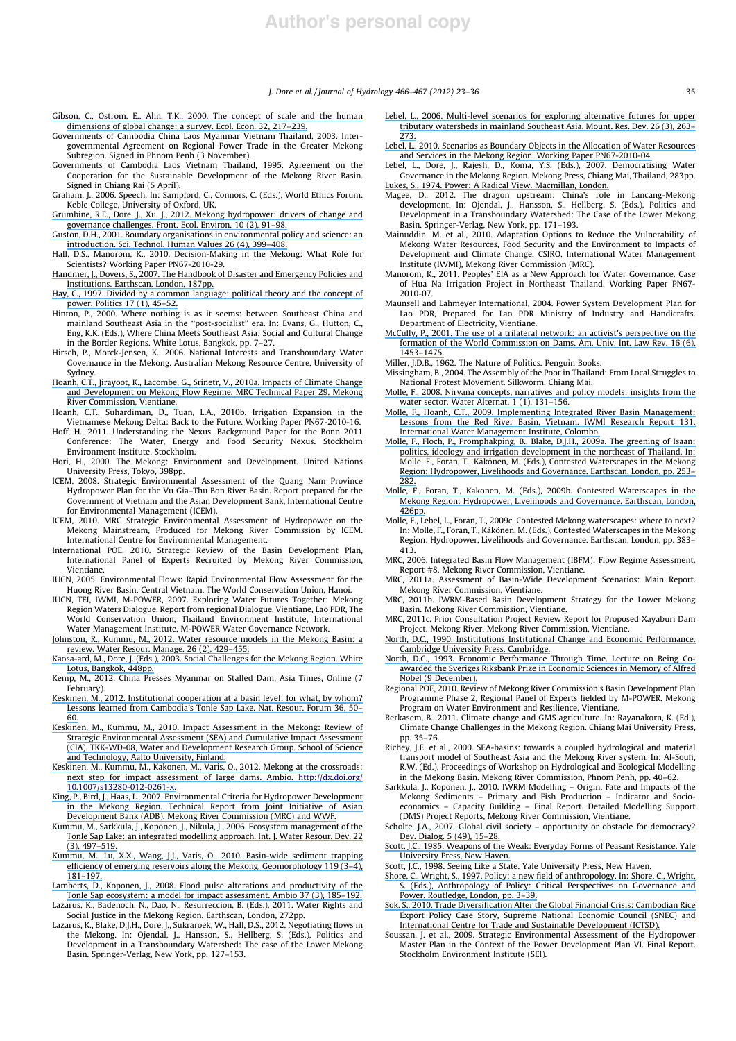Gibson, C., Ostrom, E., Ahn, T.K., 2000. The concept of scale and the human dimensions of global change: a survey. Ecol. Econ. 32, 217–239.

Governments of Cambodia China Laos Myanmar Vietnam Thailand, 2003. Intergovernmental Agreement on Regional Power Trade in the Greater Mekong Subregion. Signed in Phnom Penh (3 November).

Governments of Cambodia Laos Vietnam Thailand, 1995. Agreement on the Cooperation for the Sustainable Development of the Mekong River Basin. Signed in Chiang Rai (5 April).

Graham, J., 2006. Speech. In: Sampford, C., Connors, C. (Eds.), World Ethics Forum. Keble College, University of Oxford, UK.

Grumbine, R.E., Dore, J., Xu, J., 2012. Mekong hydropower: drivers of change and governance challenges. Front. Ecol. Environ. 10 (2), 91–98.

Guston, D.H., 2001. Boundary organisations in environmental policy and science: an introduction. Sci. Technol. Human Values 26 (4), 399–408.

Hall, D.S., Manorom, K., 2010. Decision-Making in the Mekong: What Role for Scientists? Working Paper PN67-2010-29.

Handmer, J., Dovers, S., 2007. The Handbook of Disaster and Emergency Policies and Institutions. Earthscan, London, 187pp.

Hay, C., 1997. Divided by a common language: political theory and the concept of power. Politics 17 (1), 45–52.

Hinton, P., 2000. Where nothing is as it seems: between Southeast China and mainland Southeast Asia in the "post-socialist" era. In: Evans, G., Hutton, C., Eng, K.K. (Eds.), Where China Meets Southeast Asia: Social and Cultural Change in the Border Regions. White Lotus, Bangkok, pp. 7–27.

Hirsch, P., Morck-Jensen, K., 2006. National Interests and Transboundary Water Governance in the Mekong. Australian Mekong Resource Centre, University of Sydney.

Hoanh, C.T., Jirayoot, K., Lacombe, G., Srinetr, V., 2010a. Impacts of Climate Change and Development on Mekong Flow Regime. MRC Technical Paper 29. Mekong River Commission, Vientiane.

Hoanh, C.T., Suhardiman, D., Tuan, L.A., 2010b. Irrigation Expansion in the Vietnamese Mekong Delta: Back to the Future. Working Paper PN67-2010-16.

Hoff, H., 2011. Understanding the Nexus. Background Paper for the Bonn 2011 Conference: The Water, Energy and Food Security Nexus. Stockholm Environment Institute, Stockholm.

Hori, H., 2000. The Mekong: Environment and Development. United Nations University Press, Tokyo, 398pp.

ICEM, 2008. Strategic Environmental Assessment of the Quang Nam Province Hydropower Plan for the Vu Gia–Thu Bon River Basin. Report prepared for the Government of Vietnam and the Asian Development Bank, International Centre for Environmental Management (ICEM).

ICEM, 2010. MRC Strategic Environmental Assessment of Hydropower on the Mekong Mainstream, Produced for Mekong River Commission by ICEM. International Centre for Environmental Management.

International POE, 2010. Strategic Review of the Basin Development Plan, International Panel of Experts Recruited by Mekong River Commission, Vientiane.

IUCN, 2005. Environmental Flows: Rapid Environmental Flow Assessment for the Huong River Basin, Central Vietnam. The World Conservation Union, Hanoi.

IUCN, TEI, IWMI, M-POWER, 2007. Exploring Water Futures Together: Mekong Region Waters Dialogue. Report from regional Dialogue, Vientiane, Lao PDR, The World Conservation Union, Thailand Environment Institute, International Water Management Institute, M-POWER Water Governance Network.

Johnston, R., Kummu, M., 2012. Water resource models in the Mekong Basin: a review. Water Resour. Manage. 26 (2), 429–455.

Kaosa-ard, M., Dore, J. (Eds.), 2003. Social Challenges for the Mekong Region. White Lotus, Bangkok, 448pp.

Kemp, M., 2012. China Presses Myanmar on Stalled Dam, Asia Times, Online (7 February).

Keskinen, M., 2012. Institutional cooperation at a basin level: for what, by whom? Lessons learned from Cambodia's Tonle Sap Lake. Nat. Resour. Forum 36, 50–60.

Keskinen, M., Kummu, M., 2010. Impact Assessment in the Mekong: Review of Strategic Environmental Assessment (SEA) and Cumulative Impact Assessment (CIA). TKK-WD-08, Water and Development Research Group. School of Science and Technology, Aalto University, Finland.

Keskinen, M., Kummu, M., Kakonen, M., Varis, O., 2012. Mekong at the crossroads: next step for impact assessment of large dams. Ambio. http://dx.doi.org/10.1007/s13280-012-0261-x.

King, P., Bird, J., Haas, L., 2007. Environmental Criteria for Hydropower Development in the Mekong Region. Technical Report from Joint Initiative of Asian Development Bank (ADB). Mekong River Commission (MRC) and WWF.

Kummu, M., Sarkkula, J., Koponen, J., Nikula, J., 2006. Ecosystem management of the Tonle Sap Lake: an integrated modelling approach. Int. J. Water Resour. Dev. 22 (3), 497–519.

Kummu, M., Lu, X.X., Wang, J.J., Varis, O., 2010. Basin-wide sediment trapping efficiency of emerging reservoirs along the Mekong. Geomorphology 119 (3–4), 181–197.

Lamberts, D., Koponen, J., 2008. Flood pulse alterations and productivity of the Tonle Sap ecosystem: a model for impact assessment. Ambio 37 (3), 185–192.

Lazarus, K., Badenoch, N., Dao, N., Resurreccion, B. (Eds.), 2011. Water Rights and Social Justice in the Mekong Region. Earthscan, London, 272pp.

Lazarus, K., Blake, D.J.H., Dore, J., Sukraroek, W., Hall, D.S., 2012. Negotiating flows in the Mekong. In: Ojendal, J., Hansson, S., Hellberg, S. (Eds.), Politics and Development in a Transboundary Watershed: The case of the Lower Mekong Basin. Springer-Verlag, New York, pp. 127–153.

Lebel, L., 2006. Multi-level scenarios for exploring alternative futures for upper tributary watersheds in mainland Southeast Asia. Mount. Res. Dev. 26 (3), 263–273.

Lebel, L., 2010. Scenarios as Boundary Objects in the Allocation of Water Resources and Services in the Mekong Region. Working Paper PN67-2010-04.

Lebel, L., Dore, J., Rajesh, D., Koma, Y.S. (Eds.), 2007. Democratising Water Governance in the Mekong Region. Mekong Press, Chiang Mai, Thailand, 283pp.

Lukes, S., 1974. Power: A Radical View. Macmillan, London.

Magee, D., 2012. The dragon upstream: China's role in Lancang-Mekong development. In: Ojendal, J., Hansson, S., Hellberg, S. (Eds.), Politics and Development in a Transboundary Watershed: The Case of the Lower Mekong Basin. Springer-Verlag, New York, pp. 171–193.

Mainuddin, M. et al., 2010. Adaptation Options to Reduce the Vulnerability of Mekong Water Resources, Food Security and the Environment to Impacts of Development and Climate Change. CSIRO, International Water Management Institute (IWMI), Mekong River Commission (MRC).

Manorom, K., 2011. Peoples' EIA as a New Approach for Water Governance. Case of Hua Na Irrigation Project in Northeast Thailand. Working Paper PN67-2010-07.

Maunsell and Lahmeyer International, 2004. Power System Development Plan for Lao PDR, Prepared for Lao PDR Ministry of Industry and Handicrafts. Department of Electricity, Vientiane.

McCully, P., 2001. The use of a trilateral network: an activist's perspective on the formation of the World Commission on Dams. Am. Univ. Int. Law Rev. 16 (6), 1453–1475.

Miller, J.D.B., 1962. The Nature of Politics. Penguin Books.

Missingham, B., 2004. The Assembly of the Poor in Thailand: From Local Struggles to National Protest Movement. Silkworm, Chiang Mai.

Molle, F., 2008. Nirvana concepts, narratives and policy models: insights from the water sector. Water Alternat. 1 (1), 131–156.

Molle, F., Hoanh, C.T., 2009. Implementing Integrated River Basin Management: Lessons from the Red River Basin, Vietnam. IWMI Research Report 131. International Water Management Institute, Colombo.

Molle, F., Floch, P., Promphakping, B., Blake, D.J.H., 2009a. The greening of Isaan: politics, ideology and irrigation development in the northeast of Thailand. In: Molle, F., Foran, T., Käkönen, M. (Eds.), Contested Waterscapes in the Mekong Region: Hydropower, Livelihoods and Governance. Earthscan, London, pp. 253–282.

Molle, F., Foran, T., Kakonen, M. (Eds.), 2009b. Contested Waterscapes in the Mekong Region: Hydropower, Livelihoods and Governance. Earthscan, London, 426pp.

Molle, F., Lebel, L., Foran, T., 2009c. Contested Mekong waterscapes: where to next? In: Molle, F., Foran, T., Käkönen, M. (Eds.), Contested Waterscapes in the Mekong Region: Hydropower, Livelihoods and Governance. Earthscan, London, pp. 383–413.

MRC, 2006. Integrated Basin Flow Management (IBFM): Flow Regime Assessment. Report #8. Mekong River Commission, Vientiane.

MRC, 2011a. Assessment of Basin-Wide Development Scenarios: Main Report. Mekong River Commission, Vientiane.

MRC, 2011b. IWRM-Based Basin Development Strategy for the Lower Mekong Basin. Mekong River Commission, Vientiane.

MRC, 2011c. Prior Consultation Project Review Report for Proposed Xayaburi Dam Project. Mekong River, Mekong River Commission, Vientiane.

North, D.C., 1990. Instititutions Institutional Change and Economic Performance. Cambridge University Press, Cambridge.

North, D.C., 1993. Economic Performance Through Time. Lecture on Being Co-awarded the Sveriges Riksbank Prize in Economic Sciences in Memory of Alfred Nobel (9 December).

Regional POE, 2010. Review of Mekong River Commission's Basin Development Plan Programme Phase 2, Regional Panel of Experts fielded by M-POWER. Mekong Program on Water Environment and Resilience, Vientiane.

Rerkasem, B., 2011. Climate change and GMS agriculture. In: Rayanakorn, K. (Ed.), Climate Change Challenges in the Mekong Region. Chiang Mai University Press, pp. 35–76.

Richey, J.E. et al., 2000. SEA-basins: towards a coupled hydrological and material transport model of Southeast Asia and the Mekong River system. In: Al-Soufi, R.W. (Ed.), Proceedings of Workshop on Hydrological and Ecological Modelling in the Mekong Basin. Mekong River Commission, Phnom Penh, pp. 40–62.

Sarkkula, J., Koponen, J., 2010. IWRM Modelling – Origin, Fate and Impacts of the Mekong Sediments – Primary and Fish Production – Indicator and Socio-economics – Capacity Building – Final Report. Detailed Modelling Support (DMS) Project Reports, Mekong River Commission, Vientiane.

Scholte, J.A., 2007. Global civil society – opportunity or obstacle for democracy? Dev. Dialog. 5 (49), 15–28.

Scott, J.C., 1985. Weapons of the Weak: Everyday Forms of Peasant Resistance. Yale University Press, New Haven.

Scott, J.C., 1998. Seeing Like a State. Yale University Press, New Haven.

Shore, C., Wright, S., 1997. Policy: a new field of anthropology. In: Shore, C., Wright, S. (Eds.), Anthropology of Policy: Critical Perspectives on Governance and Power. Routledge, London, pp. 3–39.

Sok, S., 2010. Trade Diversification After the Global Financial Crisis: Cambodian Rice Export Policy Case Story, Supreme National Economic Council (SNEC) and International Centre for Trade and Sustainable Development (ICTSD).

Soussan, J. et al., 2009. Strategic Environmental Assessment of the Hydropower Master Plan in the Context of the Power Development Plan VI. Final Report. Stockholm Environment Institute (SEI).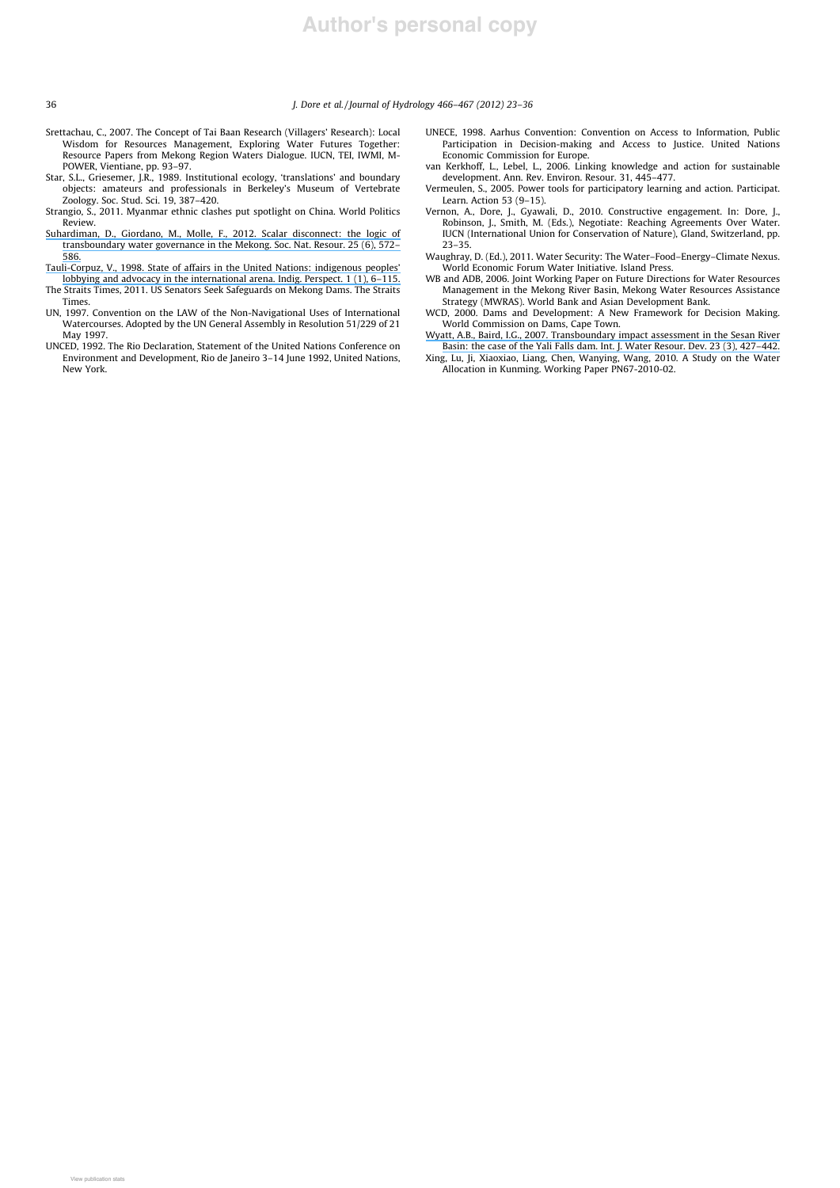Srettachau, C., 2007. The Concept of Tai Baan Research (Villagers' Research): Local Wisdom for Resources Management, Exploring Water Futures Together: Resource Papers from Mekong Region Waters Dialogue. IUCN, TEI, IWMI, M-POWER, Vientiane, pp. 93–97.

Star, S.L., Griesemer, J.R., 1989. Institutional ecology, 'translations' and boundary objects: amateurs and professionals in Berkeley's Museum of Vertebrate Zoology. Soc. Stud. Sci. 19, 387–420.

Strangio, S., 2011. Myanmar ethnic clashes put spotlight on China. World Politics Review.

Suhardiman, D., Giordano, M., Molle, F., 2012. Scalar disconnect: the logic of transboundary water governance in the Mekong. Soc. Nat. Resour. 25 (6), 572–586.

Tauli-Corpuz, V., 1998. State of affairs in the United Nations: indigenous peoples' lobbying and advocacy in the international arena. Indig. Perspect. 1 (1), 6–115.

The Straits Times, 2011. US Senators Seek Safeguards on Mekong Dams. The Straits Times.

UN, 1997. Convention on the LAW of the Non-Navigational Uses of International Watercourses. Adopted by the UN General Assembly in Resolution 51/229 of 21 May 1997.

UNCED, 1992. The Rio Declaration, Statement of the United Nations Conference on Environment and Development, Rio de Janeiro 3–14 June 1992, United Nations, New York.

UNECE, 1998. Aarhus Convention: Convention on Access to Information, Public Participation in Decision-making and Access to Justice. United Nations Economic Commission for Europe.

van Kerkhoff, L., Lebel, L., 2006. Linking knowledge and action for sustainable development. Ann. Rev. Environ. Resour. 31, 445–477.

Vermeulen, S., 2005. Power tools for participatory learning and action. Participat. Learn. Action 53 (9–15).

Vernon, A., Dore, J., Gyawali, D., 2010. Constructive engagement. In: Dore, J., Robinson, J., Smith, M. (Eds.), Negotiate: Reaching Agreements Over Water. IUCN (International Union for Conservation of Nature), Gland, Switzerland, pp. 23–35.

Waughray, D. (Ed.), 2011. Water Security: The Water–Food–Energy–Climate Nexus. World Economic Forum Water Initiative. Island Press.

WB and ADB, 2006. Joint Working Paper on Future Directions for Water Resources Management in the Mekong River Basin, Mekong Water Resources Assistance Strategy (MWRAS). World Bank and Asian Development Bank.

WCD, 2000. Dams and Development: A New Framework for Decision Making. World Commission on Dams, Cape Town.

Wyatt, A.B., Baird, I.G., 2007. Transboundary impact assessment in the Sesan River Basin: the case of the Yali Falls dam. Int. J. Water Resour. Dev. 23 (3), 427–442.

Xing, Lu, Ji, Xiaoxiao, Liang, Chen, Wanying, Wang, 2010. A Study on the Water Allocation in Kunming. Working Paper PN67-2010-02.